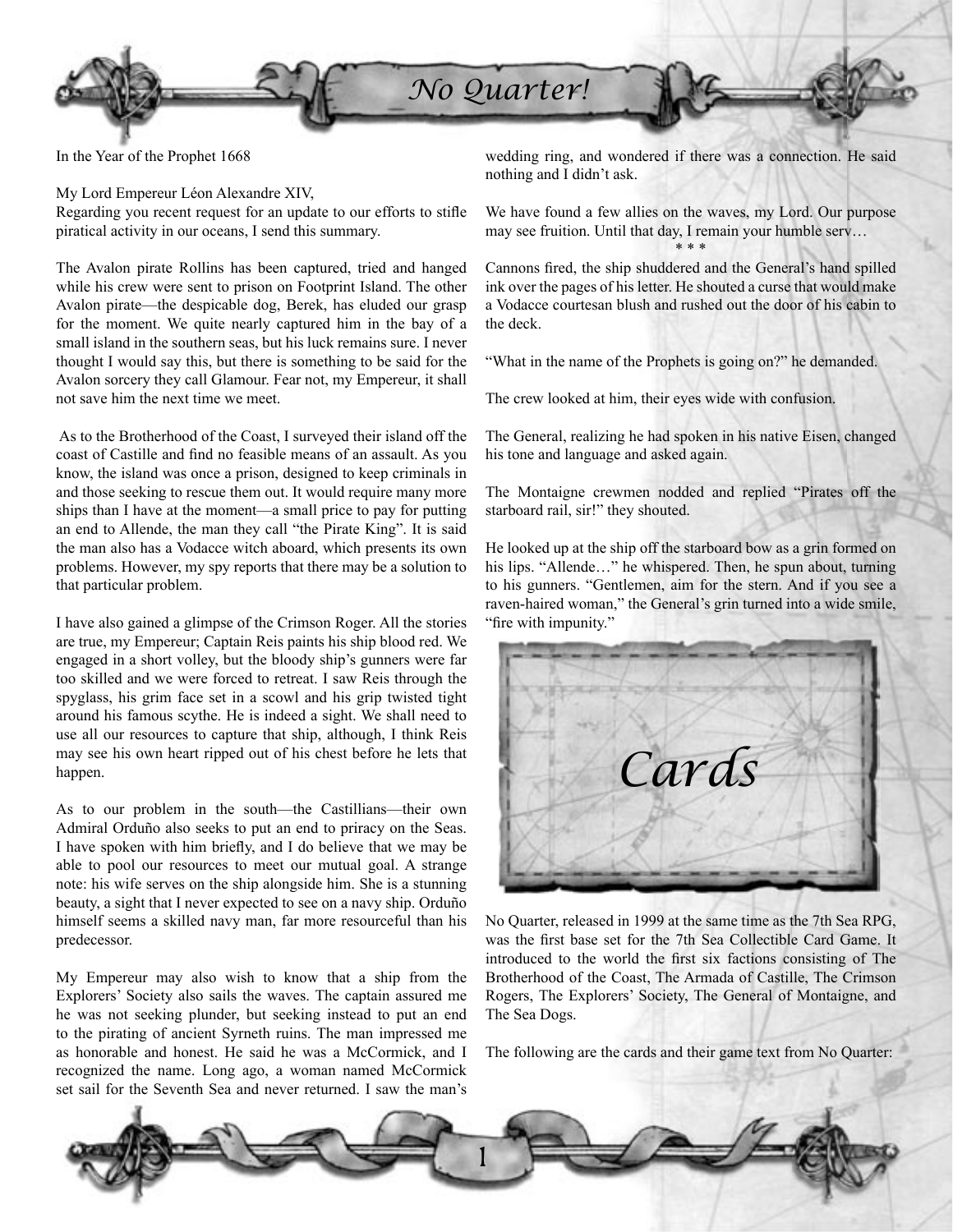# No Quarter!

In the Year of the Prophet 1668

My Lord Empereur Léon Alexandre XIV,

Regarding you recent request for an update to our efforts to stifle piratical activity in our oceans, I send this summary.

The Avalon pirate Rollins has been captured, tried and hanged while his crew were sent to prison on Footprint Island. The other Avalon pirate—the despicable dog, Berek, has eluded our grasp for the moment. We quite nearly captured him in the bay of a small island in the southern seas, but his luck remains sure. I never thought I would say this, but there is something to be said for the Avalon sorcery they call Glamour. Fear not, my Empereur, it shall not save him the next time we meet.

As to the Brotherhood of the Coast, I surveyed their island off the coast of Castille and find no feasible means of an assault. As you know, the island was once a prison, designed to keep criminals in and those seeking to rescue them out. It would require many more ships than I have at the moment—a small price to pay for putting an end to Allende, the man they call "the Pirate King". It is said the man also has a Vodacce witch aboard, which presents its own problems. However, my spy reports that there may be a solution to that particular problem.

I have also gained a glimpse of the Crimson Roger. All the stories are true, my Empereur; Captain Reis paints his ship blood red. We engaged in a short volley, but the bloody ship's gunners were far too skilled and we were forced to retreat. I saw Reis through the spyglass, his grim face set in a scowl and his grip twisted tight around his famous scythe. He is indeed a sight. We shall need to use all our resources to capture that ship, although, I think Reis may see his own heart ripped out of his chest before he lets that happen.

As to our problem in the south—the Castillians—their own Admiral Orduño also seeks to put an end to priracy on the Seas. I have spoken with him briefly, and I do believe that we may be able to pool our resources to meet our mutual goal. A strange note: his wife serves on the ship alongside him. She is a stunning beauty, a sight that I never expected to see on a navy ship. Orduño himself seems a skilled navy man, far more resourceful than his predecessor.

My Empereur may also wish to know that a ship from the Explorers' Society also sails the waves. The captain assured me he was not seeking plunder, but seeking instead to put an end to the pirating of ancient Syrneth ruins. The man impressed me as honorable and honest. He said he was a McCormick, and I recognized the name. Long ago, a woman named McCormick set sail for the Seventh Sea and never returned. I saw the man's wedding ring, and wondered if there was a connection. He said nothing and I didn't ask.

We have found a few allies on the waves, my Lord. Our purpose may see fruition. Until that day, I remain your humble serv…

\* \* \*

Cannons fired, the ship shuddered and the General's hand spilled ink over the pages of his letter. He shouted a curse that would make a Vodacce courtesan blush and rushed out the door of his cabin to the deck.

"What in the name of the Prophets is going on?" he demanded.

The crew looked at him, their eyes wide with confusion.

The General, realizing he had spoken in his native Eisen, changed his tone and language and asked again.

The Montaigne crewmen nodded and replied "Pirates off the starboard rail, sir!" they shouted.

He looked up at the ship off the starboard bow as a grin formed on his lips. "Allende…" he whispered. Then, he spun about, turning to his gunners. "Gentlemen, aim for the stern. And if you see a raven-haired woman," the General's grin turned into a wide smile, "fire with impunity."

## Cards

No Quarter, released in 1999 at the same time as the 7th Sea RPG, was the first base set for the 7th Sea Collectible Card Game. It introduced to the world the first six factions consisting of The Brotherhood of the Coast, The Armada of Castille, The Crimson Rogers, The Explorers' Society, The General of Montaigne, and The Sea Dogs.

The following are the cards and their game text from No Quarter: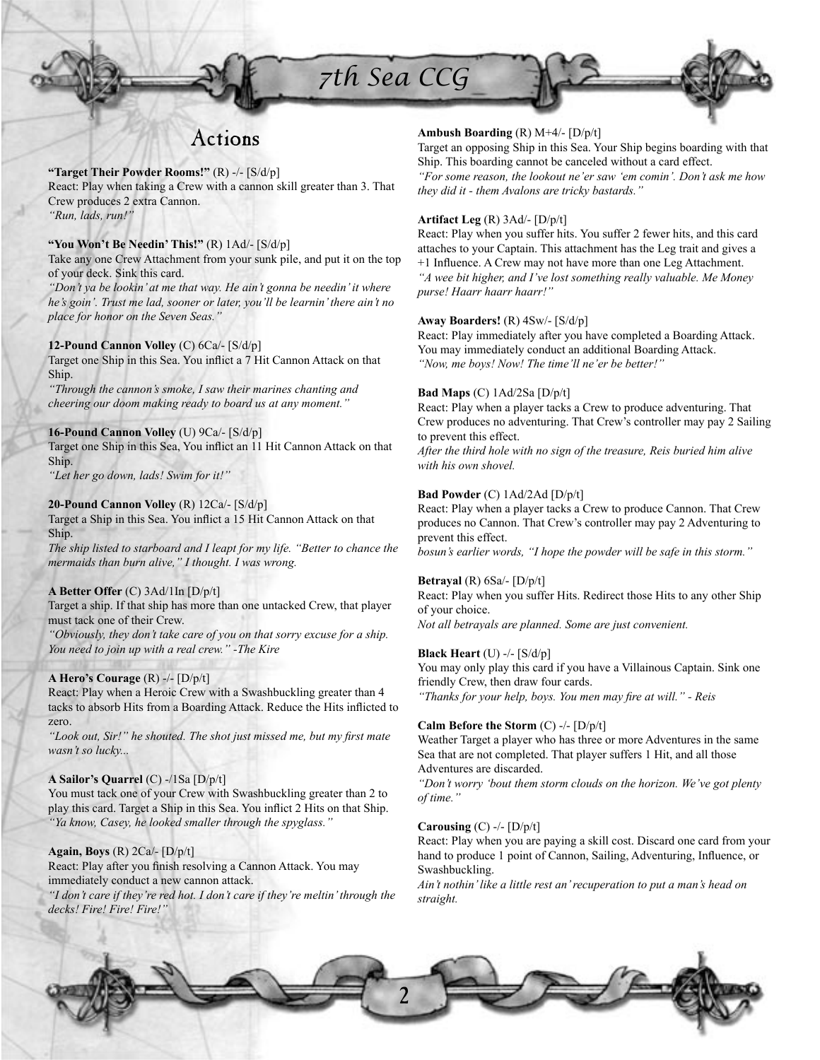## Actions

**"Target Their Powder Rooms!"** (R) -/- [S/d/p]
React: Play when taking a Crew with a cannon skill greater than 3. That Crew produces 2 extra Cannon.
*"Run, lads, run!"*

**"You Won't Be Needin' This!"** (R) 1Ad/- [S/d/p]
Take any one Crew Attachment from your sunk pile, and put it on the top of your deck. Sink this card.
*"Don't ya be lookin' at me that way. He ain't gonna be needin' it where he's goin'. Trust me lad, sooner or later, you'll be learnin' there ain't no place for honor on the Seven Seas."*

**12-Pound Cannon Volley** (C) 6Ca/- [S/d/p]
Target one Ship in this Sea. You inflict a 7 Hit Cannon Attack on that Ship.
*"Through the cannon's smoke, I saw their marines chanting and cheering our doom making ready to board us at any moment."*

**16-Pound Cannon Volley** (U) 9Ca/- [S/d/p]
Target one Ship in this Sea, You inflict an 11 Hit Cannon Attack on that Ship.
*"Let her go down, lads! Swim for it!"*

**20-Pound Cannon Volley** (R) 12Ca/- [S/d/p]
Target a Ship in this Sea. You inflict a 15 Hit Cannon Attack on that Ship.
*The ship listed to starboard and I leapt for my life. "Better to chance the mermaids than burn alive," I thought. I was wrong.*

**A Better Offer** (C) 3Ad/1In [D/p/t]
Target a ship. If that ship has more than one untacked Crew, that player must tack one of their Crew.
*"Obviously, they don't take care of you on that sorry excuse for a ship. You need to join up with a real crew." -The Kire*

**A Hero's Courage** (R) -/- [D/p/t]
React: Play when a Heroic Crew with a Swashbuckling greater than 4 tacks to absorb Hits from a Boarding Attack. Reduce the Hits inflicted to zero.
*"Look out, Sir!" he shouted. The shot just missed me, but my first mate wasn't so lucky...*

**A Sailor's Quarrel** (C) -/1Sa [D/p/t]
You must tack one of your Crew with Swashbuckling greater than 2 to play this card. Target a Ship in this Sea. You inflict 2 Hits on that Ship.
*"Ya know, Casey, he looked smaller through the spyglass."*

**Again, Boys** (R) 2Ca/- [D/p/t]
React: Play after you finish resolving a Cannon Attack. You may immediately conduct a new cannon attack.
*"I don't care if they're red hot. I don't care if they're meltin' through the decks! Fire! Fire! Fire!"*

**Ambush Boarding** (R) M+4/- [D/p/t]
Target an opposing Ship in this Sea. Your Ship begins boarding with that Ship. This boarding cannot be canceled without a card effect.
*"For some reason, the lookout ne'er saw 'em comin'. Don't ask me how they did it - them Avalons are tricky bastards."*

**Artifact Leg** (R) 3Ad/- [D/p/t]
React: Play when you suffer hits. You suffer 2 fewer hits, and this card attaches to your Captain. This attachment has the Leg trait and gives a +1 Influence. A Crew may not have more than one Leg Attachment.
*"A wee bit higher, and I've lost something really valuable. Me Money purse! Haarr haarr haarr!"*

**Away Boarders!** (R) 4Sw/- [S/d/p]
React: Play immediately after you have completed a Boarding Attack. You may immediately conduct an additional Boarding Attack.
*"Now, me boys! Now! The time'll ne'er be better!"*

**Bad Maps** (C) 1Ad/2Sa [D/p/t]
React: Play when a player tacks a Crew to produce adventuring. That Crew produces no adventuring. That Crew's controller may pay 2 Sailing to prevent this effect.
*After the third hole with no sign of the treasure, Reis buried him alive with his own shovel.*

**Bad Powder** (C) 1Ad/2Ad [D/p/t]
React: Play when a player tacks a Crew to produce Cannon. That Crew produces no Cannon. That Crew's controller may pay 2 Adventuring to prevent this effect.
*bosun's earlier words, "I hope the powder will be safe in this storm."*

**Betrayal** (R) 6Sa/- [D/p/t]
React: Play when you suffer Hits. Redirect those Hits to any other Ship of your choice.
*Not all betrayals are planned. Some are just convenient.*

**Black Heart** (U) -/- [S/d/p]
You may only play this card if you have a Villainous Captain. Sink one friendly Crew, then draw four cards.
*"Thanks for your help, boys. You men may fire at will." - Reis*

**Calm Before the Storm** (C) -/- [D/p/t]
Weather Target a player who has three or more Adventures in the same Sea that are not completed. That player suffers 1 Hit, and all those Adventures are discarded.
*"Don't worry 'bout them storm clouds on the horizon. We've got plenty of time."*

**Carousing** (C) -/- [D/p/t]
React: Play when you are paying a skill cost. Discard one card from your hand to produce 1 point of Cannon, Sailing, Adventuring, Influence, or Swashbuckling.
*Ain't nothin' like a little rest an' recuperation to put a man's head on straight.*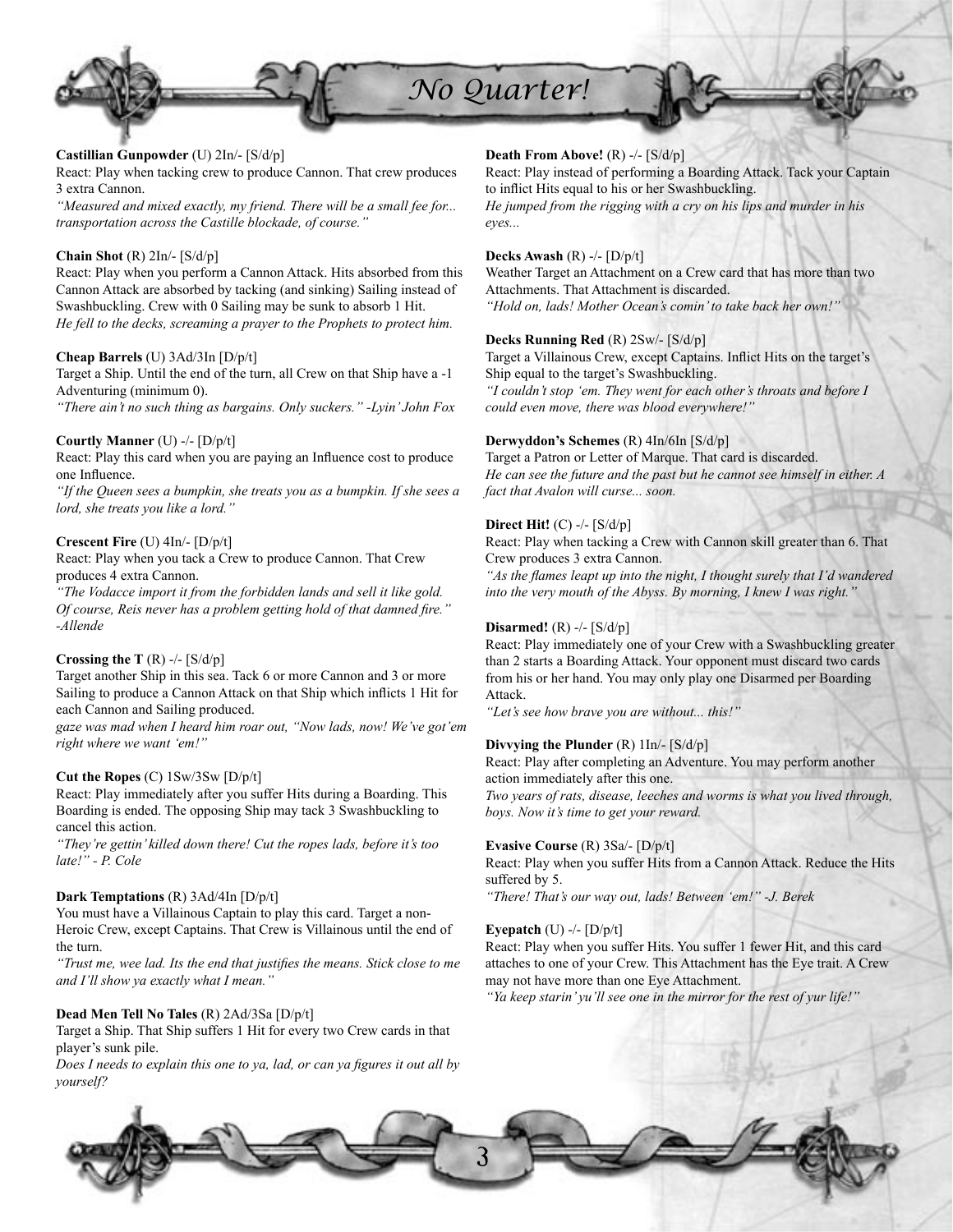# No Quarter!

**Castillian Gunpowder** (U) 2In/- [S/d/p]
React: Play when tacking crew to produce Cannon. That crew produces 3 extra Cannon.
*"Measured and mixed exactly, my friend. There will be a small fee for... transportation across the Castille blockade, of course."*

**Chain Shot** (R) 2In/- [S/d/p]
React: Play when you perform a Cannon Attack. Hits absorbed from this Cannon Attack are absorbed by tacking (and sinking) Sailing instead of Swashbuckling. Crew with 0 Sailing may be sunk to absorb 1 Hit.
*He fell to the decks, screaming a prayer to the Prophets to protect him.*

**Cheap Barrels** (U) 3Ad/3In [D/p/t]
Target a Ship. Until the end of the turn, all Crew on that Ship have a -1 Adventuring (minimum 0).
*"There ain't no such thing as bargains. Only suckers." -Lyin' John Fox*

**Courtly Manner** (U) -/- [D/p/t]
React: Play this card when you are paying an Influence cost to produce one Influence.
*"If the Queen sees a bumpkin, she treats you as a bumpkin. If she sees a lord, she treats you like a lord."*

**Crescent Fire** (U) 4In/- [D/p/t]
React: Play when you tack a Crew to produce Cannon. That Crew produces 4 extra Cannon.
*"The Vodacce import it from the forbidden lands and sell it like gold. Of course, Reis never has a problem getting hold of that damned fire." -Allende*

**Crossing the T** (R) -/- [S/d/p]
Target another Ship in this sea. Tack 6 or more Cannon and 3 or more Sailing to produce a Cannon Attack on that Ship which inflicts 1 Hit for each Cannon and Sailing produced.
*gaze was mad when I heard him roar out, "Now lads, now! We've got'em right where we want 'em!"*

**Cut the Ropes** (C) 1Sw/3Sw [D/p/t]
React: Play immediately after you suffer Hits during a Boarding. This Boarding is ended. The opposing Ship may tack 3 Swashbuckling to cancel this action.
*"They're gettin' killed down there! Cut the ropes lads, before it's too late!" - P. Cole*

**Dark Temptations** (R) 3Ad/4In [D/p/t]
You must have a Villainous Captain to play this card. Target a non-Heroic Crew, except Captains. That Crew is Villainous until the end of the turn.
*"Trust me, wee lad. Its the end that justifies the means. Stick close to me and I'll show ya exactly what I mean."*

**Dead Men Tell No Tales** (R) 2Ad/3Sa [D/p/t]
Target a Ship. That Ship suffers 1 Hit for every two Crew cards in that player's sunk pile.
*Does I needs to explain this one to ya, lad, or can ya figures it out all by yourself?*

**Death From Above!** (R) -/- [S/d/p]
React: Play instead of performing a Boarding Attack. Tack your Captain to inflict Hits equal to his or her Swashbuckling.
*He jumped from the rigging with a cry on his lips and murder in his eyes...*

**Decks Awash** (R) -/- [D/p/t]
Weather Target an Attachment on a Crew card that has more than two Attachments. That Attachment is discarded.
*"Hold on, lads! Mother Ocean's comin' to take back her own!"*

**Decks Running Red** (R) 2Sw/- [S/d/p]
Target a Villainous Crew, except Captains. Inflict Hits on the target's Ship equal to the target's Swashbuckling.
*"I couldn't stop 'em. They went for each other's throats and before I could even move, there was blood everywhere!"*

**Derwyddon's Schemes** (R) 4In/6In [S/d/p]
Target a Patron or Letter of Marque. That card is discarded.
*He can see the future and the past but he cannot see himself in either. A fact that Avalon will curse... soon.*

**Direct Hit!** (C) -/- [S/d/p]
React: Play when tacking a Crew with Cannon skill greater than 6. That Crew produces 3 extra Cannon.
*"As the flames leapt up into the night, I thought surely that I'd wandered into the very mouth of the Abyss. By morning, I knew I was right."*

**Disarmed!** (R) -/- [S/d/p]
React: Play immediately one of your Crew with a Swashbuckling greater than 2 starts a Boarding Attack. Your opponent must discard two cards from his or her hand. You may only play one Disarmed per Boarding Attack.
*"Let's see how brave you are without... this!"*

**Divvying the Plunder** (R) 1In/- [S/d/p]
React: Play after completing an Adventure. You may perform another action immediately after this one.
*Two years of rats, disease, leeches and worms is what you lived through, boys. Now it's time to get your reward.*

**Evasive Course** (R) 3Sa/- [D/p/t]
React: Play when you suffer Hits from a Cannon Attack. Reduce the Hits suffered by 5.
*"There! That's our way out, lads! Between 'em!" -J. Berek*

**Eyepatch** (U) -/- [D/p/t]
React: Play when you suffer Hits. You suffer 1 fewer Hit, and this card attaches to one of your Crew. This Attachment has the Eye trait. A Crew may not have more than one Eye Attachment.
*"Ya keep starin' yu'll see one in the mirror for the rest of yur life!"*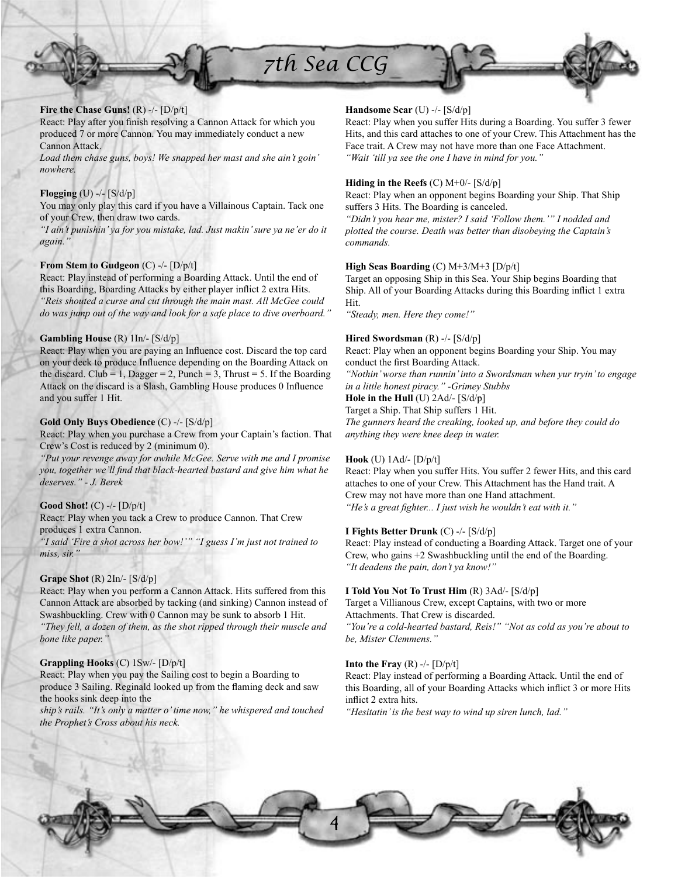**Fire the Chase Guns!** (R) -/- [D/p/t]
React: Play after you finish resolving a Cannon Attack for which you produced 7 or more Cannon. You may immediately conduct a new Cannon Attack.
*Load them chase guns, boys! We snapped her mast and she ain't goin' nowhere.*

**Flogging** (U) -/- [S/d/p]
You may only play this card if you have a Villainous Captain. Tack one of your Crew, then draw two cards.
*"I ain't punishin' ya for you mistake, lad. Just makin' sure ya ne'er do it again."*

**From Stem to Gudgeon** (C) -/- [D/p/t]
React: Play instead of performing a Boarding Attack. Until the end of this Boarding, Boarding Attacks by either player inflict 2 extra Hits.
*"Reis shouted a curse and cut through the main mast. All McGee could do was jump out of the way and look for a safe place to dive overboard."*

**Gambling House** (R) 1In/- [S/d/p]
React: Play when you are paying an Influence cost. Discard the top card on your deck to produce Influence depending on the Boarding Attack on the discard. Club = 1, Dagger = 2, Punch = 3, Thrust = 5. If the Boarding Attack on the discard is a Slash, Gambling House produces 0 Influence and you suffer 1 Hit.

**Gold Only Buys Obedience** (C) -/- [S/d/p]
React: Play when you purchase a Crew from your Captain's faction. That Crew's Cost is reduced by 2 (minimum 0).
*"Put your revenge away for awhile McGee. Serve with me and I promise you, together we'll find that black-hearted bastard and give him what he deserves." - J. Berek*

**Good Shot!** (C) -/- [D/p/t]
React: Play when you tack a Crew to produce Cannon. That Crew produces 1 extra Cannon.
*"I said 'Fire a shot across her bow!'" "I guess I'm just not trained to miss, sir."*

**Grape Shot** (R) 2In/- [S/d/p]
React: Play when you perform a Cannon Attack. Hits suffered from this Cannon Attack are absorbed by tacking (and sinking) Cannon instead of Swashbuckling. Crew with 0 Cannon may be sunk to absorb 1 Hit.
*"They fell, a dozen of them, as the shot ripped through their muscle and bone like paper."*

**Grappling Hooks** (C) 1Sw/- [D/p/t]
React: Play when you pay the Sailing cost to begin a Boarding to produce 3 Sailing. Reginald looked up from the flaming deck and saw the hooks sink deep into the
*ship's rails. "It's only a matter o' time now," he whispered and touched the Prophet's Cross about his neck.*

**Handsome Scar** (U) -/- [S/d/p]
React: Play when you suffer Hits during a Boarding. You suffer 3 fewer Hits, and this card attaches to one of your Crew. This Attachment has the Face trait. A Crew may not have more than one Face Attachment.
*"Wait 'till ya see the one I have in mind for you."*

**Hiding in the Reefs** (C) M+0/- [S/d/p]
React: Play when an opponent begins Boarding your Ship. That Ship suffers 3 Hits. The Boarding is canceled.
*"Didn't you hear me, mister? I said 'Follow them.'" I nodded and plotted the course. Death was better than disobeying the Captain's commands.*

**High Seas Boarding** (C) M+3/M+3 [D/p/t]
Target an opposing Ship in this Sea. Your Ship begins Boarding that Ship. All of your Boarding Attacks during this Boarding inflict 1 extra Hit.
*"Steady, men. Here they come!"*

**Hired Swordsman** (R) -/- [S/d/p]
React: Play when an opponent begins Boarding your Ship. You may conduct the first Boarding Attack.
*"Nothin' worse than runnin' into a Swordsman when yur tryin' to engage in a little honest piracy." -Grimey Stubbs*

**Hole in the Hull** (U) 2Ad/- [S/d/p]
Target a Ship. That Ship suffers 1 Hit.
*The gunners heard the creaking, looked up, and before they could do anything they were knee deep in water.*

**Hook** (U) 1Ad/- [D/p/t]
React: Play when you suffer Hits. You suffer 2 fewer Hits, and this card attaches to one of your Crew. This Attachment has the Hand trait. A Crew may not have more than one Hand attachment.
*"He's a great fighter... I just wish he wouldn't eat with it."*

**I Fights Better Drunk** (C) -/- [S/d/p]
React: Play instead of conducting a Boarding Attack. Target one of your Crew, who gains +2 Swashbuckling until the end of the Boarding.
*"It deadens the pain, don't ya know!"*

**I Told You Not To Trust Him** (R) 3Ad/- [S/d/p]
Target a Villianous Crew, except Captains, with two or more Attachments. That Crew is discarded.
*"You're a cold-hearted bastard, Reis!" "Not as cold as you're about to be, Mister Clemmens."*

**Into the Fray** (R) -/- [D/p/t]
React: Play instead of performing a Boarding Attack. Until the end of this Boarding, all of your Boarding Attacks which inflict 3 or more Hits inflict 2 extra hits.
*"Hesitatin' is the best way to wind up siren lunch, lad."*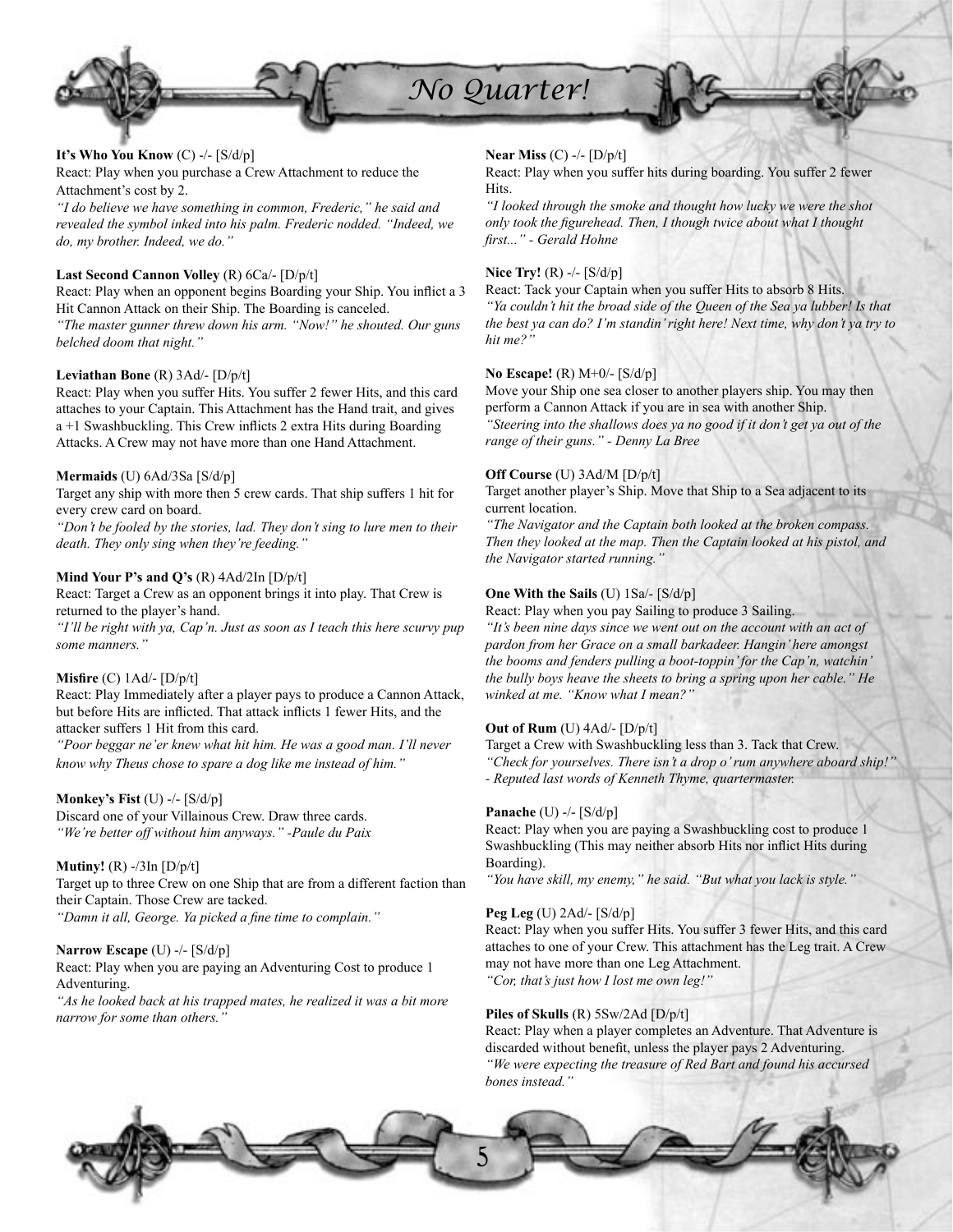**It's Who You Know** (C) -/- [S/d/p]
React: Play when you purchase a Crew Attachment to reduce the Attachment's cost by 2.
*"I do believe we have something in common, Frederic," he said and revealed the symbol inked into his palm. Frederic nodded. "Indeed, we do, my brother. Indeed, we do."*

**Last Second Cannon Volley** (R) 6Ca/- [D/p/t]
React: Play when an opponent begins Boarding your Ship. You inflict a 3 Hit Cannon Attack on their Ship. The Boarding is canceled.
*"The master gunner threw down his arm. "Now!" he shouted. Our guns belched doom that night."*

**Leviathan Bone** (R) 3Ad/- [D/p/t]
React: Play when you suffer Hits. You suffer 2 fewer Hits, and this card attaches to your Captain. This Attachment has the Hand trait, and gives a +1 Swashbuckling. This Crew inflicts 2 extra Hits during Boarding Attacks. A Crew may not have more than one Hand Attachment.

**Mermaids** (U) 6Ad/3Sa [S/d/p]
Target any ship with more then 5 crew cards. That ship suffers 1 hit for every crew card on board.
*"Don't be fooled by the stories, lad. They don't sing to lure men to their death. They only sing when they're feeding."*

**Mind Your P's and Q's** (R) 4Ad/2In [D/p/t]
React: Target a Crew as an opponent brings it into play. That Crew is returned to the player's hand.
*"I'll be right with ya, Cap'n. Just as soon as I teach this here scurvy pup some manners."*

**Misfire** (C) 1Ad/- [D/p/t]
React: Play Immediately after a player pays to produce a Cannon Attack, but before Hits are inflicted. That attack inflicts 1 fewer Hits, and the attacker suffers 1 Hit from this card.
*"Poor beggar ne'er knew what hit him. He was a good man. I'll never know why Theus chose to spare a dog like me instead of him."*

**Monkey's Fist** (U) -/- [S/d/p]
Discard one of your Villainous Crew. Draw three cards.
*"We're better off without him anyways." -Paule du Paix*

**Mutiny!** (R) -/3In [D/p/t]
Target up to three Crew on one Ship that are from a different faction than their Captain. Those Crew are tacked.
*"Damn it all, George. Ya picked a fine time to complain."*

**Narrow Escape** (U) -/- [S/d/p]
React: Play when you are paying an Adventuring Cost to produce 1 Adventuring.
*"As he looked back at his trapped mates, he realized it was a bit more narrow for some than others."*

**Near Miss** (C) -/- [D/p/t]
React: Play when you suffer hits during boarding. You suffer 2 fewer Hits.
*"I looked through the smoke and thought how lucky we were the shot only took the figurehead. Then, I though twice about what I thought first..." - Gerald Hohne*

**Nice Try!** (R) -/- [S/d/p]
React: Tack your Captain when you suffer Hits to absorb 8 Hits.
*"Ya couldn't hit the broad side of the Queen of the Sea ya lubber! Is that the best ya can do? I'm standin' right here! Next time, why don't ya try to hit me?"*

**No Escape!** (R) M+0/- [S/d/p]
Move your Ship one sea closer to another players ship. You may then perform a Cannon Attack if you are in sea with another Ship.
*"Steering into the shallows does ya no good if it don't get ya out of the range of their guns." - Denny La Bree*

**Off Course** (U) 3Ad/M [D/p/t]
Target another player's Ship. Move that Ship to a Sea adjacent to its current location.
*"The Navigator and the Captain both looked at the broken compass. Then they looked at the map. Then the Captain looked at his pistol, and the Navigator started running."*

**One With the Sails** (U) 1Sa/- [S/d/p]
React: Play when you pay Sailing to produce 3 Sailing.
*"It's been nine days since we went out on the account with an act of pardon from her Grace on a small barkadeer. Hangin' here amongst the booms and fenders pulling a boot-toppin' for the Cap'n, watchin' the bully boys heave the sheets to bring a spring upon her cable." He winked at me. "Know what I mean?"*

**Out of Rum** (U) 4Ad/- [D/p/t]
Target a Crew with Swashbuckling less than 3. Tack that Crew.
*"Check for yourselves. There isn't a drop o' rum anywhere aboard ship!" - Reputed last words of Kenneth Thyme, quartermaster.*

**Panache** (U) -/- [S/d/p]
React: Play when you are paying a Swashbuckling cost to produce 1 Swashbuckling (This may neither absorb Hits nor inflict Hits during Boarding).
*"You have skill, my enemy," he said. "But what you lack is style."*

**Peg Leg** (U) 2Ad/- [S/d/p]
React: Play when you suffer Hits. You suffer 3 fewer Hits, and this card attaches to one of your Crew. This attachment has the Leg trait. A Crew may not have more than one Leg Attachment.
*"Cor, that's just how I lost me own leg!"*

**Piles of Skulls** (R) 5Sw/2Ad [D/p/t]
React: Play when a player completes an Adventure. That Adventure is discarded without benefit, unless the player pays 2 Adventuring.
*"We were expecting the treasure of Red Bart and found his accursed bones instead."*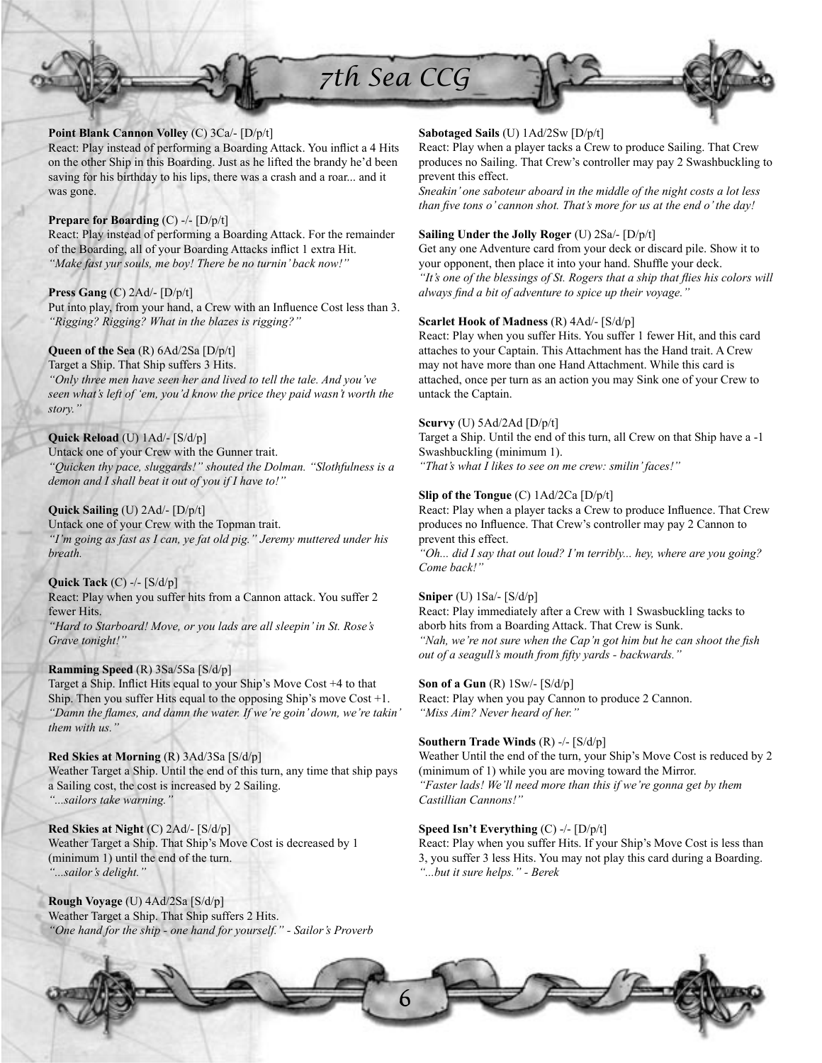**Point Blank Cannon Volley** (C) 3Ca/- [D/p/t]
React: Play instead of performing a Boarding Attack. You inflict a 4 Hits on the other Ship in this Boarding. Just as he lifted the brandy he'd been saving for his birthday to his lips, there was a crash and a roar... and it was gone.

**Prepare for Boarding** (C) -/- [D/p/t]
React: Play instead of performing a Boarding Attack. For the remainder of the Boarding, all of your Boarding Attacks inflict 1 extra Hit.
*"Make fast yur souls, me boy! There be no turnin' back now!"*

**Press Gang** (C) 2Ad/- [D/p/t]
Put into play, from your hand, a Crew with an Influence Cost less than 3.
*"Rigging? Rigging? What in the blazes is rigging?"*

**Queen of the Sea** (R) 6Ad/2Sa [D/p/t]
Target a Ship. That Ship suffers 3 Hits.
*"Only three men have seen her and lived to tell the tale. And you've seen what's left of 'em, you'd know the price they paid wasn't worth the story."*

**Quick Reload** (U) 1Ad/- [S/d/p]
Untack one of your Crew with the Gunner trait.
*"Quicken thy pace, sluggards!" shouted the Dolman. "Slothfulness is a demon and I shall beat it out of you if I have to!"*

**Quick Sailing** (U) 2Ad/- [D/p/t]
Untack one of your Crew with the Topman trait.
*"I'm going as fast as I can, ye fat old pig." Jeremy muttered under his breath.*

**Quick Tack** (C) -/- [S/d/p]
React: Play when you suffer hits from a Cannon attack. You suffer 2 fewer Hits.
*"Hard to Starboard! Move, or you lads are all sleepin' in St. Rose's Grave tonight!"*

**Ramming Speed** (R) 3Sa/5Sa [S/d/p]
Target a Ship. Inflict Hits equal to your Ship's Move Cost +4 to that Ship. Then you suffer Hits equal to the opposing Ship's move Cost +1.
*"Damn the flames, and damn the water. If we're goin' down, we're takin' them with us."*

**Red Skies at Morning** (R) 3Ad/3Sa [S/d/p]
Weather Target a Ship. Until the end of this turn, any time that ship pays a Sailing cost, the cost is increased by 2 Sailing.
*"...sailors take warning."*

**Red Skies at Night** (C) 2Ad/- [S/d/p]
Weather Target a Ship. That Ship's Move Cost is decreased by 1 (minimum 1) until the end of the turn.
*"...sailor's delight."*

**Rough Voyage** (U) 4Ad/2Sa [S/d/p]
Weather Target a Ship. That Ship suffers 2 Hits.
*"One hand for the ship - one hand for yourself." - Sailor's Proverb*

**Sabotaged Sails** (U) 1Ad/2Sw [D/p/t]
React: Play when a player tacks a Crew to produce Sailing. That Crew produces no Sailing. That Crew's controller may pay 2 Swashbuckling to prevent this effect.
*Sneakin' one saboteur aboard in the middle of the night costs a lot less than five tons o' cannon shot. That's more for us at the end o' the day!*

**Sailing Under the Jolly Roger** (U) 2Sa/- [D/p/t]
Get any one Adventure card from your deck or discard pile. Show it to your opponent, then place it into your hand. Shuffle your deck.
*"It's one of the blessings of St. Rogers that a ship that flies his colors will always find a bit of adventure to spice up their voyage."*

**Scarlet Hook of Madness** (R) 4Ad/- [S/d/p]
React: Play when you suffer Hits. You suffer 1 fewer Hit, and this card attaches to your Captain. This Attachment has the Hand trait. A Crew may not have more than one Hand Attachment. While this card is attached, once per turn as an action you may Sink one of your Crew to untack the Captain.

**Scurvy** (U) 5Ad/2Ad [D/p/t]
Target a Ship. Until the end of this turn, all Crew on that Ship have a -1 Swashbuckling (minimum 1).
*"That's what I likes to see on me crew: smilin' faces!"*

**Slip of the Tongue** (C) 1Ad/2Ca [D/p/t]
React: Play when a player tacks a Crew to produce Influence. That Crew produces no Influence. That Crew's controller may pay 2 Cannon to prevent this effect.
*"Oh... did I say that out loud? I'm terribly... hey, where are you going? Come back!"*

**Sniper** (U) 1Sa/- [S/d/p]
React: Play immediately after a Crew with 1 Swasbuckling tacks to aborb hits from a Boarding Attack. That Crew is Sunk.
*"Nah, we're not sure when the Cap'n got him but he can shoot the fish out of a seagull's mouth from fifty yards - backwards."*

**Son of a Gun** (R) 1Sw/- [S/d/p]
React: Play when you pay Cannon to produce 2 Cannon.
*"Miss Aim? Never heard of her."*

**Southern Trade Winds** (R) -/- [S/d/p]
Weather Until the end of the turn, your Ship's Move Cost is reduced by 2 (minimum of 1) while you are moving toward the Mirror.
*"Faster lads! We'll need more than this if we're gonna get by them Castillian Cannons!"*

**Speed Isn't Everything** (C) -/- [D/p/t]
React: Play when you suffer Hits. If your Ship's Move Cost is less than 3, you suffer 3 less Hits. You may not play this card during a Boarding.
*"...but it sure helps." - Berek*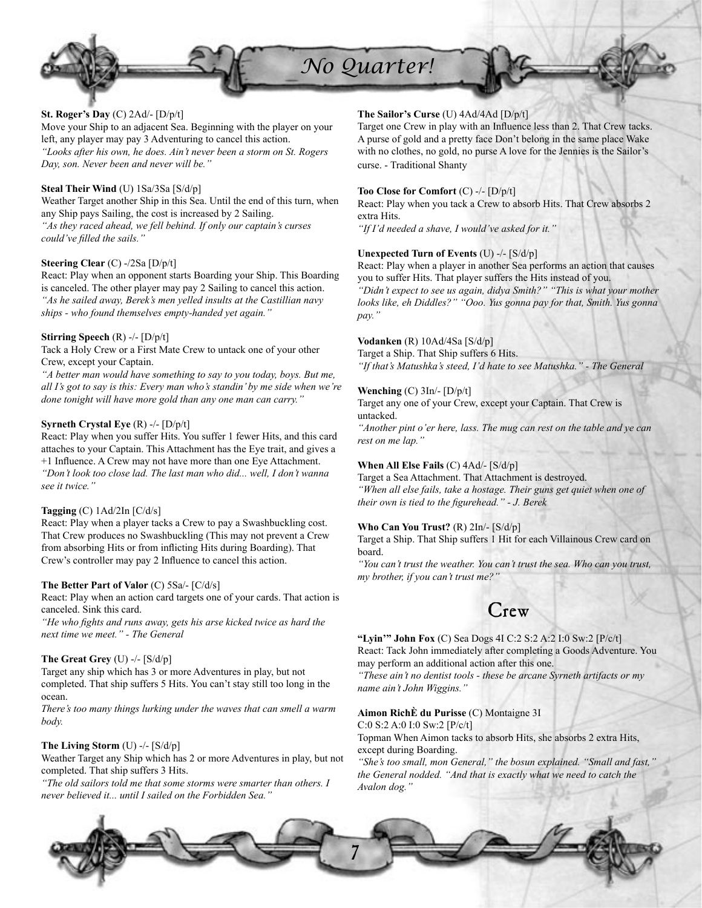**St. Roger's Day** (C) 2Ad/- [D/p/t]
Move your Ship to an adjacent Sea. Beginning with the player on your left, any player may pay 3 Adventuring to cancel this action.
*"Looks after his own, he does. Ain't never been a storm on St. Rogers Day, son. Never been and never will be."*

**Steal Their Wind** (U) 1Sa/3Sa [S/d/p]
Weather Target another Ship in this Sea. Until the end of this turn, when any Ship pays Sailing, the cost is increased by 2 Sailing.
*"As they raced ahead, we fell behind. If only our captain's curses could've filled the sails."*

**Steering Clear** (C) -/2Sa [D/p/t]
React: Play when an opponent starts Boarding your Ship. This Boarding is canceled. The other player may pay 2 Sailing to cancel this action.
*"As he sailed away, Berek's men yelled insults at the Castillian navy ships - who found themselves empty-handed yet again."*

**Stirring Speech** (R) -/- [D/p/t]
Tack a Holy Crew or a First Mate Crew to untack one of your other Crew, except your Captain.
*"A better man would have something to say to you today, boys. But me, all I's got to say is this: Every man who's standin' by me side when we're done tonight will have more gold than any one man can carry."*

**Syrneth Crystal Eye** (R) -/- [D/p/t]
React: Play when you suffer Hits. You suffer 1 fewer Hits, and this card attaches to your Captain. This Attachment has the Eye trait, and gives a +1 Influence. A Crew may not have more than one Eye Attachment.
*"Don't look too close lad. The last man who did... well, I don't wanna see it twice."*

**Tagging** (C) 1Ad/2In [C/d/s]
React: Play when a player tacks a Crew to pay a Swashbuckling cost. That Crew produces no Swashbuckling (This may not prevent a Crew from absorbing Hits or from inflicting Hits during Boarding). That Crew's controller may pay 2 Influence to cancel this action.

**The Better Part of Valor** (C) 5Sa/- [C/d/s]
React: Play when an action card targets one of your cards. That action is canceled. Sink this card.
*"He who fights and runs away, gets his arse kicked twice as hard the next time we meet." - The General*

**The Great Grey** (U) -/- [S/d/p]
Target any ship which has 3 or more Adventures in play, but not completed. That ship suffers 5 Hits. You can't stay still too long in the ocean.
*There's too many things lurking under the waves that can smell a warm body.*

**The Living Storm** (U) -/- [S/d/p]
Weather Target any Ship which has 2 or more Adventures in play, but not completed. That ship suffers 3 Hits.
*"The old sailors told me that some storms were smarter than others. I never believed it... until I sailed on the Forbidden Sea."*

**The Sailor's Curse** (U) 4Ad/4Ad [D/p/t]
Target one Crew in play with an Influence less than 2. That Crew tacks. A purse of gold and a pretty face Don't belong in the same place Wake with no clothes, no gold, no purse A love for the Jennies is the Sailor's curse. - Traditional Shanty

**Too Close for Comfort** (C) -/- [D/p/t]
React: Play when you tack a Crew to absorb Hits. That Crew absorbs 2 extra Hits.
*"If I'd needed a shave, I would've asked for it."*

**Unexpected Turn of Events** (U) -/- [S/d/p]
React: Play when a player in another Sea performs an action that causes you to suffer Hits. That player suffers the Hits instead of you.
*"Didn't expect to see us again, didya Smith?" "This is what your mother looks like, eh Diddles?" "Ooo. Yus gonna pay for that, Smith. Yus gonna pay."*

**Vodanken** (R) 10Ad/4Sa [S/d/p]
Target a Ship. That Ship suffers 6 Hits.
*"If that's Matushka's steed, I'd hate to see Matushka." - The General*

**Wenching** (C) 3In/- [D/p/t]
Target any one of your Crew, except your Captain. That Crew is untacked.
*"Another pint o'er here, lass. The mug can rest on the table and ye can rest on me lap."*

**When All Else Fails** (C) 4Ad/- [S/d/p]
Target a Sea Attachment. That Attachment is destroyed.
*"When all else fails, take a hostage. Their guns get quiet when one of their own is tied to the figurehead." - J. Berek*

**Who Can You Trust?** (R) 2In/- [S/d/p]
Target a Ship. That Ship suffers 1 Hit for each Villainous Crew card on board.
*"You can't trust the weather. You can't trust the sea. Who can you trust, my brother, if you can't trust me?"*

## Crew

**"Lyin'" John Fox** (C) Sea Dogs 4I C:2 S:2 A:2 I:0 Sw:2 [P/c/t]
React: Tack John immediately after completing a Goods Adventure. You may perform an additional action after this one.
*"These ain't no dentist tools - these be arcane Syrneth artifacts or my name ain't John Wiggins."*

**Aimon RichÈ du Purisse** (C) Montaigne 3I
C:0 S:2 A:0 I:0 Sw:2 [P/c/t]
Topman When Aimon tacks to absorb Hits, she absorbs 2 extra Hits, except during Boarding.
*"She's too small, mon General," the bosun explained. "Small and fast," the General nodded. "And that is exactly what we need to catch the Avalon dog."*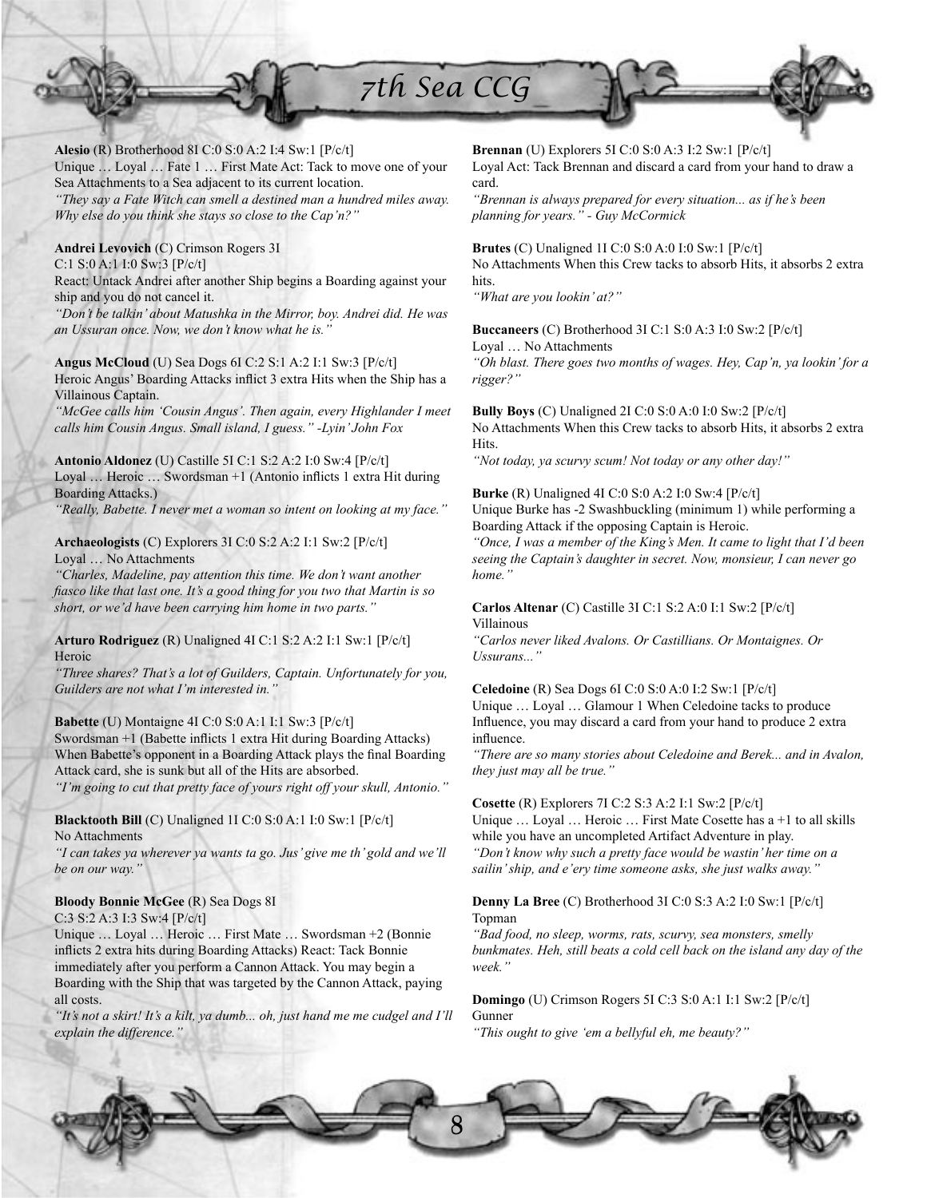**Alesio** (R) Brotherhood 8I C:0 S:0 A:2 I:4 Sw:1 [P/c/t]
Unique … Loyal … Fate 1 … First Mate Act: Tack to move one of your Sea Attachments to a Sea adjacent to its current location.
*"They say a Fate Witch can smell a destined man a hundred miles away. Why else do you think she stays so close to the Cap'n?"*

**Andrei Levovich** (C) Crimson Rogers 3I
C:1 S:0 A:1 I:0 Sw:3 [P/c/t]
React: Untack Andrei after another Ship begins a Boarding against your ship and you do not cancel it.
*"Don't be talkin' about Matushka in the Mirror, boy. Andrei did. He was an Ussuran once. Now, we don't know what he is."*

**Angus McCloud** (U) Sea Dogs 6I C:2 S:1 A:2 I:1 Sw:3 [P/c/t]
Heroic Angus' Boarding Attacks inflict 3 extra Hits when the Ship has a Villainous Captain.
*"McGee calls him 'Cousin Angus'. Then again, every Highlander I meet calls him Cousin Angus. Small island, I guess." -Lyin' John Fox*

**Antonio Aldonez** (U) Castille 5I C:1 S:2 A:2 I:0 Sw:4 [P/c/t]
Loyal … Heroic … Swordsman +1 (Antonio inflicts 1 extra Hit during Boarding Attacks.)
*"Really, Babette. I never met a woman so intent on looking at my face."*

**Archaeologists** (C) Explorers 3I C:0 S:2 A:2 I:1 Sw:2 [P/c/t]
Loyal … No Attachments
*"Charles, Madeline, pay attention this time. We don't want another fiasco like that last one. It's a good thing for you two that Martin is so short, or we'd have been carrying him home in two parts."*

**Arturo Rodriguez** (R) Unaligned 4I C:1 S:2 A:2 I:1 Sw:1 [P/c/t]
Heroic
*"Three shares? That's a lot of Guilders, Captain. Unfortunately for you, Guilders are not what I'm interested in."*

**Babette** (U) Montaigne 4I C:0 S:0 A:1 I:1 Sw:3 [P/c/t]
Swordsman +1 (Babette inflicts 1 extra Hit during Boarding Attacks) When Babette's opponent in a Boarding Attack plays the final Boarding Attack card, she is sunk but all of the Hits are absorbed.
*"I'm going to cut that pretty face of yours right off your skull, Antonio."*

**Blacktooth Bill** (C) Unaligned 1I C:0 S:0 A:1 I:0 Sw:1 [P/c/t]
No Attachments
*"I can takes ya wherever ya wants ta go. Jus' give me th' gold and we'll be on our way."*

**Bloody Bonnie McGee** (R) Sea Dogs 8I
C:3 S:2 A:3 I:3 Sw:4 [P/c/t]
Unique … Loyal … Heroic … First Mate … Swordsman +2 (Bonnie inflicts 2 extra hits during Boarding Attacks) React: Tack Bonnie immediately after you perform a Cannon Attack. You may begin a Boarding with the Ship that was targeted by the Cannon Attack, paying all costs.
*"It's not a skirt! It's a kilt, ya dumb... oh, just hand me me cudgel and I'll explain the difference."*

**Brennan** (U) Explorers 5I C:0 S:0 A:3 I:2 Sw:1 [P/c/t]
Loyal Act: Tack Brennan and discard a card from your hand to draw a card.
*"Brennan is always prepared for every situation... as if he's been planning for years." - Guy McCormick*

**Brutes** (C) Unaligned 1I C:0 S:0 A:0 I:0 Sw:1 [P/c/t]
No Attachments When this Crew tacks to absorb Hits, it absorbs 2 extra hits.
*"What are you lookin' at?"*

**Buccaneers** (C) Brotherhood 3I C:1 S:0 A:3 I:0 Sw:2 [P/c/t]
Loyal … No Attachments
*"Oh blast. There goes two months of wages. Hey, Cap'n, ya lookin' for a rigger?"*

**Bully Boys** (C) Unaligned 2I C:0 S:0 A:0 I:0 Sw:2 [P/c/t]
No Attachments When this Crew tacks to absorb Hits, it absorbs 2 extra Hits.
*"Not today, ya scurvy scum! Not today or any other day!"*

**Burke** (R) Unaligned 4I C:0 S:0 A:2 I:0 Sw:4 [P/c/t]
Unique Burke has -2 Swashbuckling (minimum 1) while performing a Boarding Attack if the opposing Captain is Heroic.
*"Once, I was a member of the King's Men. It came to light that I'd been seeing the Captain's daughter in secret. Now, monsieur, I can never go home."*

**Carlos Altenar** (C) Castille 3I C:1 S:2 A:0 I:1 Sw:2 [P/c/t]
Villainous
*"Carlos never liked Avalons. Or Castillians. Or Montaignes. Or Ussurans..."*

**Celedoine** (R) Sea Dogs 6I C:0 S:0 A:0 I:2 Sw:1 [P/c/t]
Unique … Loyal … Glamour 1 When Celedoine tacks to produce Influence, you may discard a card from your hand to produce 2 extra influence.
*"There are so many stories about Celedoine and Berek... and in Avalon, they just may all be true."*

**Cosette** (R) Explorers 7I C:2 S:3 A:2 I:1 Sw:2 [P/c/t]
Unique … Loyal … Heroic … First Mate Cosette has a +1 to all skills while you have an uncompleted Artifact Adventure in play.
*"Don't know why such a pretty face would be wastin' her time on a sailin' ship, and e'ery time someone asks, she just walks away."*

**Denny La Bree** (C) Brotherhood 3I C:0 S:3 A:2 I:0 Sw:1 [P/c/t]
Topman
*"Bad food, no sleep, worms, rats, scurvy, sea monsters, smelly bunkmates. Heh, still beats a cold cell back on the island any day of the week."*

**Domingo** (U) Crimson Rogers 5I C:3 S:0 A:1 I:1 Sw:2 [P/c/t]
Gunner
*"This ought to give 'em a bellyful eh, me beauty?"*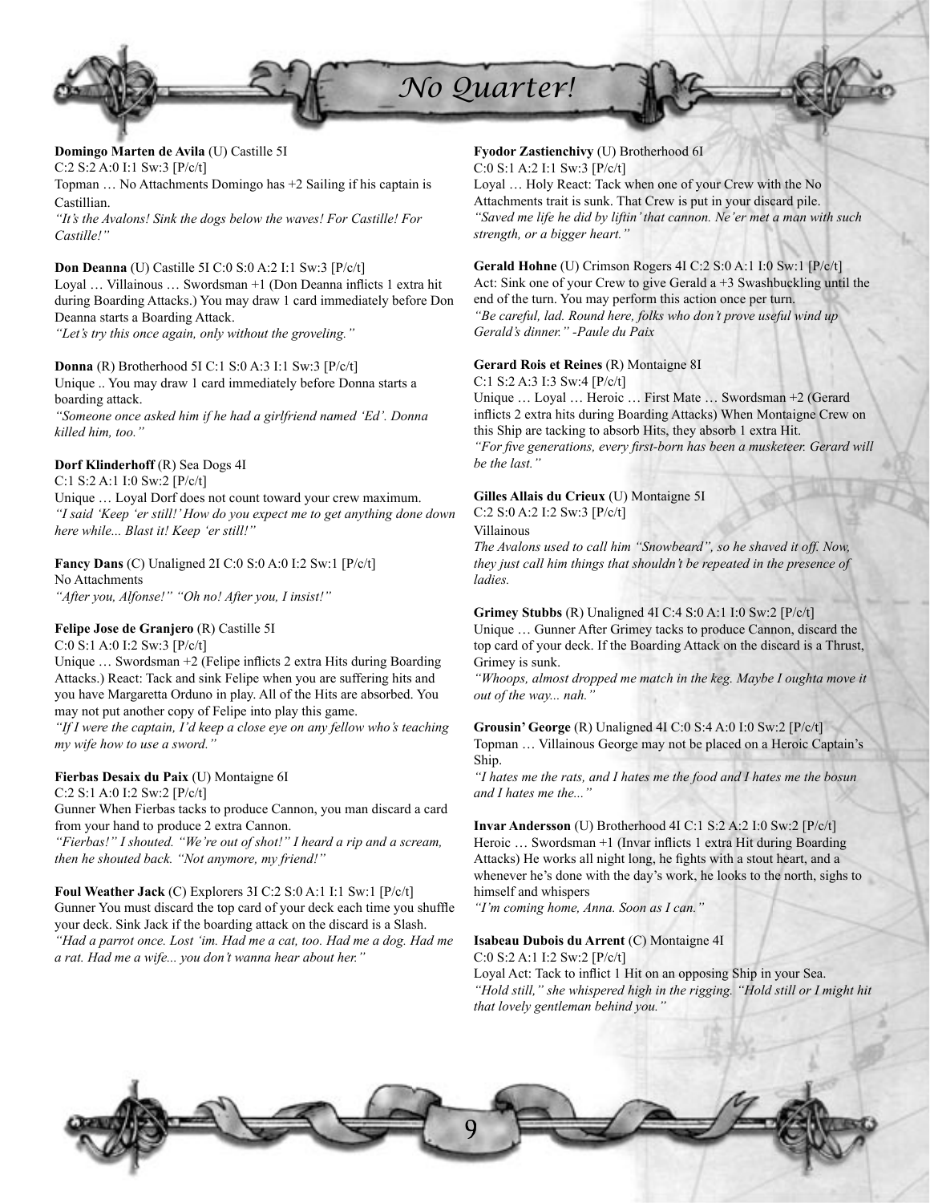# No Quarter!

**Domingo Marten de Avila** (U) Castille 5I
C:2 S:2 A:0 I:1 Sw:3 [P/c/t]
Topman … No Attachments Domingo has +2 Sailing if his captain is Castillian.
*"It's the Avalons! Sink the dogs below the waves! For Castille! For Castille!"*

**Don Deanna** (U) Castille 5I C:0 S:0 A:2 I:1 Sw:3 [P/c/t]
Loyal … Villainous … Swordsman +1 (Don Deanna inflicts 1 extra hit during Boarding Attacks.) You may draw 1 card immediately before Don Deanna starts a Boarding Attack.
*"Let's try this once again, only without the groveling."*

**Donna** (R) Brotherhood 5I C:1 S:0 A:3 I:1 Sw:3 [P/c/t]
Unique .. You may draw 1 card immediately before Donna starts a boarding attack.
*"Someone once asked him if he had a girlfriend named 'Ed'. Donna killed him, too."*

**Dorf Klinderhoff** (R) Sea Dogs 4I
C:1 S:2 A:1 I:0 Sw:2 [P/c/t]
Unique … Loyal Dorf does not count toward your crew maximum.
*"I said 'Keep 'er still!' How do you expect me to get anything done down here while... Blast it! Keep 'er still!"*

**Fancy Dans** (C) Unaligned 2I C:0 S:0 A:0 I:2 Sw:1 [P/c/t]
No Attachments
*"After you, Alfonse!" "Oh no! After you, I insist!"*

**Felipe Jose de Granjero** (R) Castille 5I
C:0 S:1 A:0 I:2 Sw:3 [P/c/t]
Unique … Swordsman +2 (Felipe inflicts 2 extra Hits during Boarding Attacks.) React: Tack and sink Felipe when you are suffering hits and you have Margaretta Orduno in play. All of the Hits are absorbed. You may not put another copy of Felipe into play this game.
*"If I were the captain, I'd keep a close eye on any fellow who's teaching my wife how to use a sword."*

**Fierbas Desaix du Paix** (U) Montaigne 6I
C:2 S:1 A:0 I:2 Sw:2 [P/c/t]
Gunner When Fierbas tacks to produce Cannon, you man discard a card from your hand to produce 2 extra Cannon.
*"Fierbas!" I shouted. "We're out of shot!" I heard a rip and a scream, then he shouted back. "Not anymore, my friend!"*

**Foul Weather Jack** (C) Explorers 3I C:2 S:0 A:1 I:1 Sw:1 [P/c/t]
Gunner You must discard the top card of your deck each time you shuffle your deck. Sink Jack if the boarding attack on the discard is a Slash.
*"Had a parrot once. Lost 'im. Had me a cat, too. Had me a dog. Had me a rat. Had me a wife... you don't wanna hear about her."*

**Fyodor Zastienchivy** (U) Brotherhood 6I
C:0 S:1 A:2 I:1 Sw:3 [P/c/t]
Loyal … Holy React: Tack when one of your Crew with the No Attachments trait is sunk. That Crew is put in your discard pile.
*"Saved me life he did by liftin' that cannon. Ne'er met a man with such strength, or a bigger heart."*

**Gerald Hohne** (U) Crimson Rogers 4I C:2 S:0 A:1 I:0 Sw:1 [P/c/t]
Act: Sink one of your Crew to give Gerald a +3 Swashbuckling until the end of the turn. You may perform this action once per turn.
*"Be careful, lad. Round here, folks who don't prove useful wind up Gerald's dinner." -Paule du Paix*

**Gerard Rois et Reines** (R) Montaigne 8I
C:1 S:2 A:3 I:3 Sw:4 [P/c/t]
Unique … Loyal … Heroic … First Mate … Swordsman +2 (Gerard inflicts 2 extra hits during Boarding Attacks) When Montaigne Crew on this Ship are tacking to absorb Hits, they absorb 1 extra Hit.
*"For five generations, every first-born has been a musketeer. Gerard will be the last."*

**Gilles Allais du Crieux** (U) Montaigne 5I
C:2 S:0 A:2 I:2 Sw:3 [P/c/t]
Villainous
*The Avalons used to call him "Snowbeard", so he shaved it off. Now, they just call him things that shouldn't be repeated in the presence of ladies.*

**Grimey Stubbs** (R) Unaligned 4I C:4 S:0 A:1 I:0 Sw:2 [P/c/t]
Unique … Gunner After Grimey tacks to produce Cannon, discard the top card of your deck. If the Boarding Attack on the discard is a Thrust, Grimey is sunk.
*"Whoops, almost dropped me match in the keg. Maybe I oughta move it out of the way... nah."*

**Grousin' George** (R) Unaligned 4I C:0 S:4 A:0 I:0 Sw:2 [P/c/t]
Topman … Villainous George may not be placed on a Heroic Captain's Ship.
*"I hates me the rats, and I hates me the food and I hates me the bosun and I hates me the..."*

**Invar Andersson** (U) Brotherhood 4I C:1 S:2 A:2 I:0 Sw:2 [P/c/t]
Heroic … Swordsman +1 (Invar inflicts 1 extra Hit during Boarding Attacks) He works all night long, he fights with a stout heart, and a whenever he's done with the day's work, he looks to the north, sighs to himself and whispers
*"I'm coming home, Anna. Soon as I can."*

**Isabeau Dubois du Arrent** (C) Montaigne 4I
C:0 S:2 A:1 I:2 Sw:2 [P/c/t]
Loyal Act: Tack to inflict 1 Hit on an opposing Ship in your Sea.
*"Hold still," she whispered high in the rigging. "Hold still or I might hit that lovely gentleman behind you."*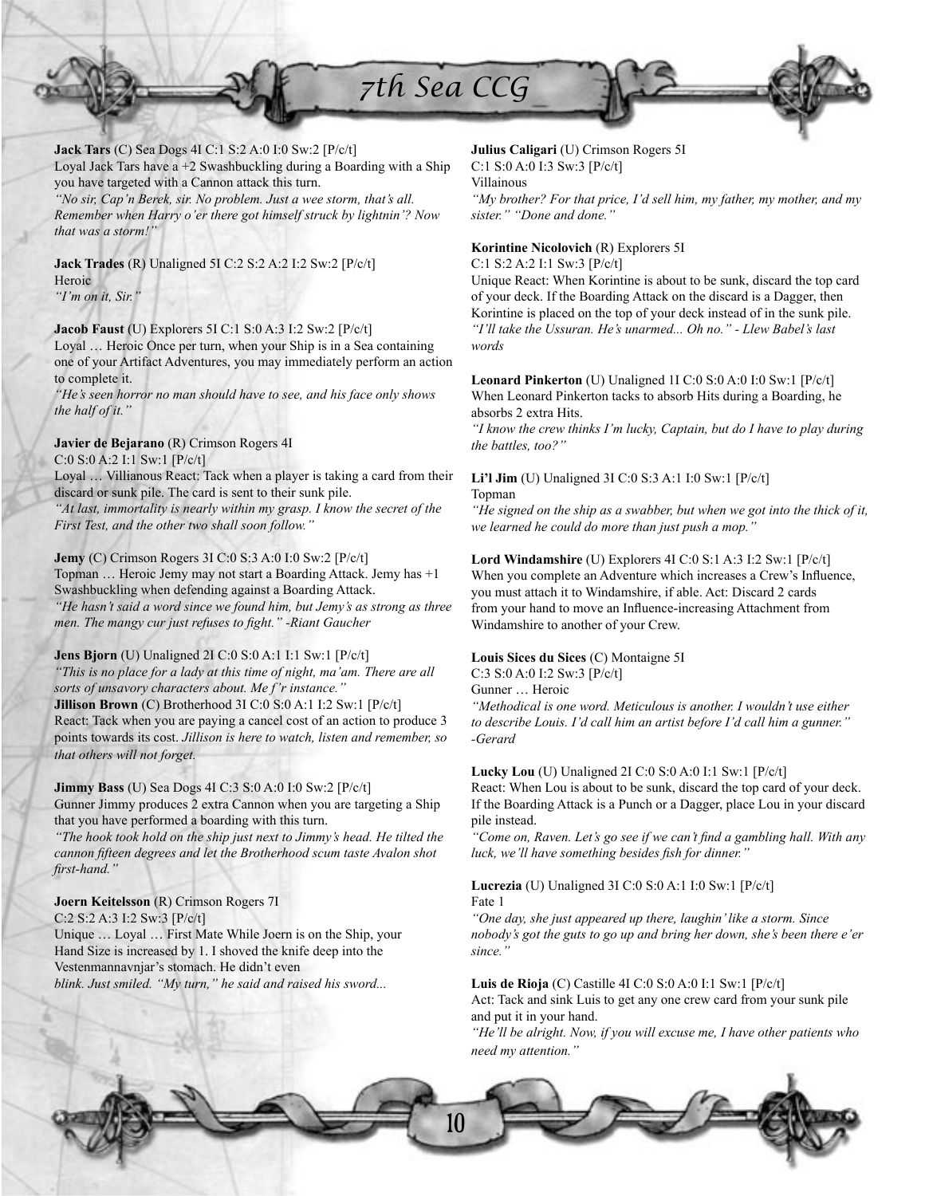**Jack Tars** (C) Sea Dogs 4I C:1 S:2 A:0 I:0 Sw:2 [P/c/t]
Loyal Jack Tars have a +2 Swashbuckling during a Boarding with a Ship you have targeted with a Cannon attack this turn.
*"No sir, Cap'n Berek, sir. No problem. Just a wee storm, that's all. Remember when Harry o'er there got himself struck by lightnin'? Now that was a storm!"*

**Jack Trades** (R) Unaligned 5I C:2 S:2 A:2 I:2 Sw:2 [P/c/t]
Heroic
*"I'm on it, Sir."*

**Jacob Faust** (U) Explorers 5I C:1 S:0 A:3 I:2 Sw:2 [P/c/t]
Loyal … Heroic Once per turn, when your Ship is in a Sea containing one of your Artifact Adventures, you may immediately perform an action to complete it.
*"He's seen horror no man should have to see, and his face only shows the half of it."*

**Javier de Bejarano** (R) Crimson Rogers 4I
C:0 S:0 A:2 I:1 Sw:1 [P/c/t]
Loyal … Villianous React: Tack when a player is taking a card from their discard or sunk pile. The card is sent to their sunk pile.
*"At last, immortality is nearly within my grasp. I know the secret of the First Test, and the other two shall soon follow."*

**Jemy** (C) Crimson Rogers 3I C:0 S:3 A:0 I:0 Sw:2 [P/c/t]
Topman … Heroic Jemy may not start a Boarding Attack. Jemy has +1 Swashbuckling when defending against a Boarding Attack.
*"He hasn't said a word since we found him, but Jemy's as strong as three men. The mangy cur just refuses to fight." -Riant Gaucher*

**Jens Bjorn** (U) Unaligned 2I C:0 S:0 A:1 I:1 Sw:1 [P/c/t]
*"This is no place for a lady at this time of night, ma'am. There are all sorts of unsavory characters about. Me f'r instance."*

**Jillison Brown** (C) Brotherhood 3I C:0 S:0 A:1 I:2 Sw:1 [P/c/t]
React: Tack when you are paying a cancel cost of an action to produce 3 points towards its cost. *Jillison is here to watch, listen and remember, so that others will not forget.*

**Jimmy Bass** (U) Sea Dogs 4I C:3 S:0 A:0 I:0 Sw:2 [P/c/t]
Gunner Jimmy produces 2 extra Cannon when you are targeting a Ship that you have performed a boarding with this turn.
*"The hook took hold on the ship just next to Jimmy's head. He tilted the cannon fifteen degrees and let the Brotherhood scum taste Avalon shot first-hand."*

**Joern Keitelsson** (R) Crimson Rogers 7I
C:2 S:2 A:3 I:2 Sw:3 [P/c/t]
Unique … Loyal … First Mate While Joern is on the Ship, your Hand Size is increased by 1. I shoved the knife deep into the Vestenmannavnjar's stomach. He didn't even *blink. Just smiled. "My turn," he said and raised his sword...*

**Julius Caligari** (U) Crimson Rogers 5I
C:1 S:0 A:0 I:3 Sw:3 [P/c/t]
Villainous
*"My brother? For that price, I'd sell him, my father, my mother, and my sister." "Done and done."*

**Korintine Nicolovich** (R) Explorers 5I
C:1 S:2 A:2 I:1 Sw:3 [P/c/t]
Unique React: When Korintine is about to be sunk, discard the top card of your deck. If the Boarding Attack on the discard is a Dagger, then Korintine is placed on the top of your deck instead of in the sunk pile.
*"I'll take the Ussuran. He's unarmed... Oh no." - Llew Babel's last words*

**Leonard Pinkerton** (U) Unaligned 1I C:0 S:0 A:0 I:0 Sw:1 [P/c/t]
When Leonard Pinkerton tacks to absorb Hits during a Boarding, he absorbs 2 extra Hits.
*"I know the crew thinks I'm lucky, Captain, but do I have to play during the battles, too?"*

**Li'l Jim** (U) Unaligned 3I C:0 S:3 A:1 I:0 Sw:1 [P/c/t]
Topman
*"He signed on the ship as a swabber, but when we got into the thick of it, we learned he could do more than just push a mop."*

**Lord Windamshire** (U) Explorers 4I C:0 S:1 A:3 I:2 Sw:1 [P/c/t]
When you complete an Adventure which increases a Crew's Influence, you must attach it to Windamshire, if able. Act: Discard 2 cards from your hand to move an Influence-increasing Attachment from Windamshire to another of your Crew.

**Louis Sices du Sices** (C) Montaigne 5I
C:3 S:0 A:0 I:2 Sw:3 [P/c/t]
Gunner … Heroic
*"Methodical is one word. Meticulous is another. I wouldn't use either to describe Louis. I'd call him an artist before I'd call him a gunner." -Gerard*

**Lucky Lou** (U) Unaligned 2I C:0 S:0 A:0 I:1 Sw:1 [P/c/t]
React: When Lou is about to be sunk, discard the top card of your deck. If the Boarding Attack is a Punch or a Dagger, place Lou in your discard pile instead.
*"Come on, Raven. Let's go see if we can't find a gambling hall. With any luck, we'll have something besides fish for dinner."*

**Lucrezia** (U) Unaligned 3I C:0 S:0 A:1 I:0 Sw:1 [P/c/t]
Fate 1
*"One day, she just appeared up there, laughin' like a storm. Since nobody's got the guts to go up and bring her down, she's been there e'er since."*

**Luis de Rioja** (C) Castille 4I C:0 S:0 A:0 I:1 Sw:1 [P/c/t]
Act: Tack and sink Luis to get any one crew card from your sunk pile and put it in your hand.
*"He'll be alright. Now, if you will excuse me, I have other patients who need my attention."*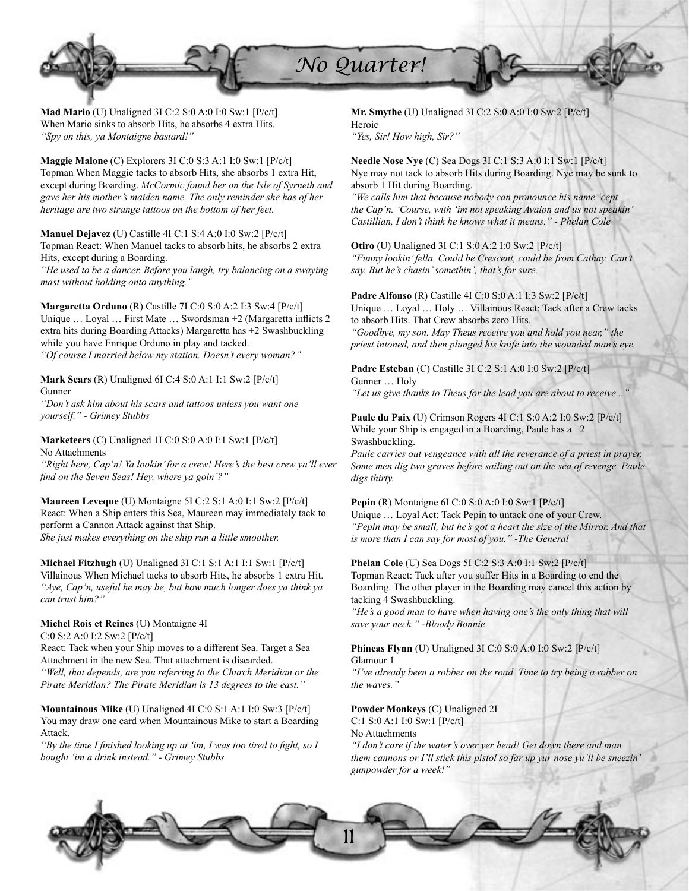**Mad Mario** (U) Unaligned 3I C:2 S:0 A:0 I:0 Sw:1 [P/c/t]
When Mario sinks to absorb Hits, he absorbs 4 extra Hits.
*"Spy on this, ya Montaigne bastard!"*

**Maggie Malone** (C) Explorers 3I C:0 S:3 A:1 I:0 Sw:1 [P/c/t]
Topman When Maggie tacks to absorb Hits, she absorbs 1 extra Hit, except during Boarding. *McCormic found her on the Isle of Syrneth and gave her his mother's maiden name. The only reminder she has of her heritage are two strange tattoos on the bottom of her feet.*

**Manuel Dejavez** (U) Castille 4I C:1 S:4 A:0 I:0 Sw:2 [P/c/t]
Topman React: When Manuel tacks to absorb hits, he absorbs 2 extra Hits, except during a Boarding.
*"He used to be a dancer. Before you laugh, try balancing on a swaying mast without holding onto anything."*

**Margaretta Orduno** (R) Castille 7I C:0 S:0 A:2 I:3 Sw:4 [P/c/t]
Unique … Loyal … First Mate … Swordsman +2 (Margaretta inflicts 2 extra hits during Boarding Attacks) Margaretta has +2 Swashbuckling while you have Enrique Orduno in play and tacked.
*"Of course I married below my station. Doesn't every woman?"*

**Mark Scars** (R) Unaligned 6I C:4 S:0 A:1 I:1 Sw:2 [P/c/t]
Gunner
*"Don't ask him about his scars and tattoos unless you want one yourself." - Grimey Stubbs*

**Marketeers** (C) Unaligned 1I C:0 S:0 A:0 I:1 Sw:1 [P/c/t]
No Attachments
*"Right here, Cap'n! Ya lookin' for a crew! Here's the best crew ya'll ever find on the Seven Seas! Hey, where ya goin'?"*

**Maureen Leveque** (U) Montaigne 5I C:2 S:1 A:0 I:1 Sw:2 [P/c/t]
React: When a Ship enters this Sea, Maureen may immediately tack to perform a Cannon Attack against that Ship.
*She just makes everything on the ship run a little smoother.*

**Michael Fitzhugh** (U) Unaligned 3I C:1 S:1 A:1 I:1 Sw:1 [P/c/t]
Villainous When Michael tacks to absorb Hits, he absorbs 1 extra Hit.
*"Aye, Cap'n, useful he may be, but how much longer does ya think ya can trust him?"*

**Michel Rois et Reines** (U) Montaigne 4I
C:0 S:2 A:0 I:2 Sw:2 [P/c/t]
React: Tack when your Ship moves to a different Sea. Target a Sea Attachment in the new Sea. That attachment is discarded.
*"Well, that depends, are you referring to the Church Meridian or the Pirate Meridian? The Pirate Meridian is 13 degrees to the east."*

**Mountainous Mike** (U) Unaligned 4I C:0 S:1 A:1 I:0 Sw:3 [P/c/t]
You may draw one card when Mountainous Mike to start a Boarding Attack.
*"By the time I finished looking up at 'im, I was too tired to fight, so I bought 'im a drink instead." - Grimey Stubbs*

**Mr. Smythe** (U) Unaligned 3I C:2 S:0 A:0 I:0 Sw:2 [P/c/t]
Heroic
*"Yes, Sir! How high, Sir?"*

**Needle Nose Nye** (C) Sea Dogs 3I C:1 S:3 A:0 I:1 Sw:1 [P/c/t]
Nye may not tack to absorb Hits during Boarding. Nye may be sunk to absorb 1 Hit during Boarding.
*"We calls him that because nobody can pronounce his name 'cept the Cap'n. 'Course, with 'im not speaking Avalon and us not speakin' Castillian, I don't think he knows what it means." - Phelan Cole*

**Otiro** (U) Unaligned 3I C:1 S:0 A:2 I:0 Sw:2 [P/c/t]
*"Funny lookin' fella. Could be Crescent, could be from Cathay. Can't say. But he's chasin' somethin', that's for sure."*

**Padre Alfonso** (R) Castille 4I C:0 S:0 A:1 I:3 Sw:2 [P/c/t]
Unique … Loyal … Holy … Villainous React: Tack after a Crew tacks to absorb Hits. That Crew absorbs zero Hits.
*"Goodbye, my son. May Theus receive you and hold you near," the priest intoned, and then plunged his knife into the wounded man's eye.*

**Padre Esteban** (C) Castille 3I C:2 S:1 A:0 I:0 Sw:2 [P/c/t]
Gunner … Holy
*"Let us give thanks to Theus for the lead you are about to receive..."*

**Paule du Paix** (U) Crimson Rogers 4I C:1 S:0 A:2 I:0 Sw:2 [P/c/t]
While your Ship is engaged in a Boarding, Paule has a +2 Swashbuckling.
*Paule carries out vengeance with all the reverance of a priest in prayer. Some men dig two graves before sailing out on the sea of revenge. Paule digs thirty.*

**Pepin** (R) Montaigne 6I C:0 S:0 A:0 I:0 Sw:1 [P/c/t]
Unique … Loyal Act: Tack Pepin to untack one of your Crew.
*"Pepin may be small, but he's got a heart the size of the Mirror. And that is more than I can say for most of you." -The General*

**Phelan Cole** (U) Sea Dogs 5I C:2 S:3 A:0 I:1 Sw:2 [P/c/t]
Topman React: Tack after you suffer Hits in a Boarding to end the Boarding. The other player in the Boarding may cancel this action by tacking 4 Swashbuckling.
*"He's a good man to have when having one's the only thing that will save your neck." -Bloody Bonnie*

**Phineas Flynn** (U) Unaligned 3I C:0 S:0 A:0 I:0 Sw:2 [P/c/t]
Glamour 1
*"I've already been a robber on the road. Time to try being a robber on the waves."*

**Powder Monkeys** (C) Unaligned 2I
C:1 S:0 A:1 I:0 Sw:1 [P/c/t]
No Attachments
*"I don't care if the water's over yer head! Get down there and man them cannons or I'll stick this pistol so far up yur nose yu'll be sneezin' gunpowder for a week!"*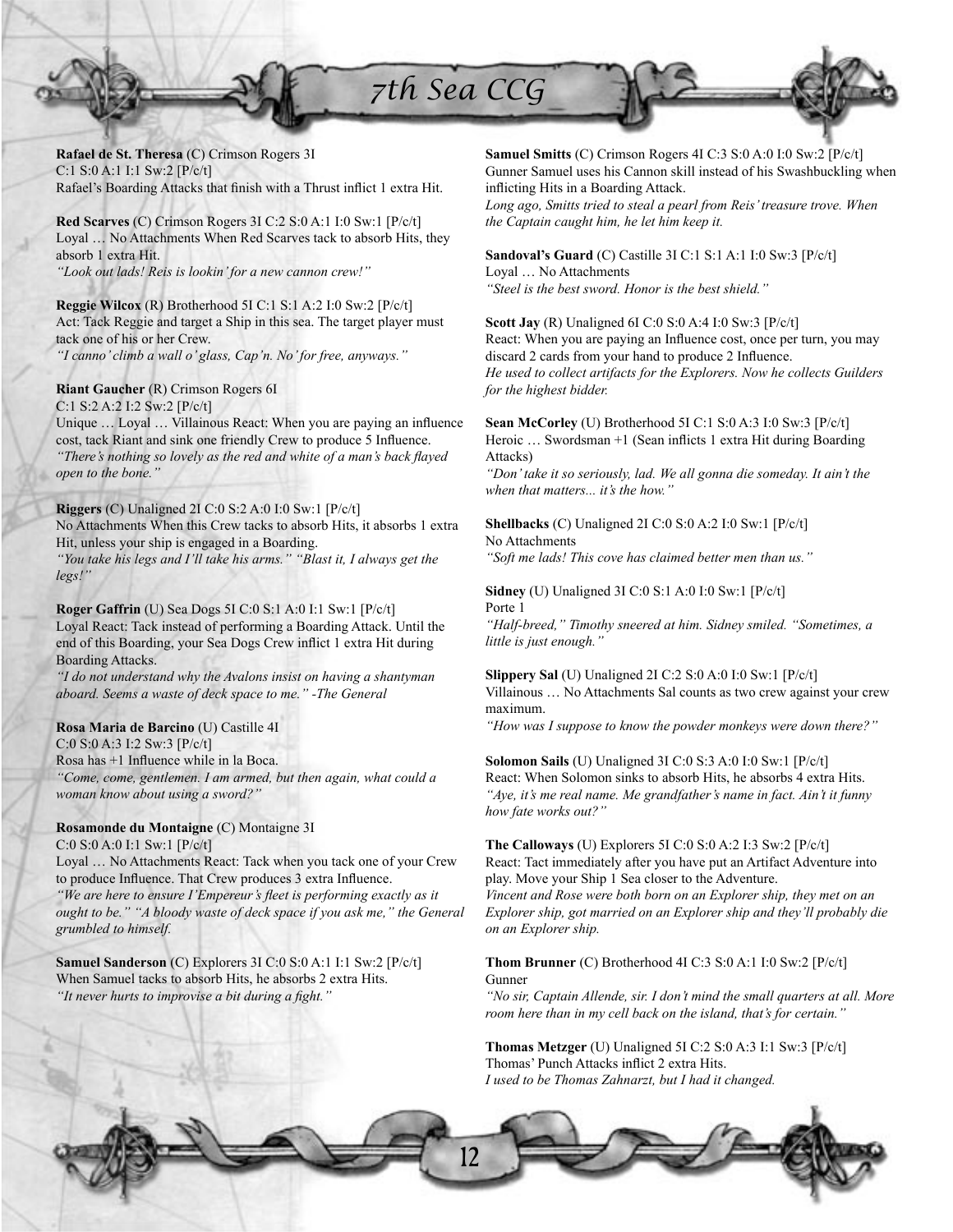**Rafael de St. Theresa** (C) Crimson Rogers 3I
C:1 S:0 A:1 I:1 Sw:2 [P/c/t]
Rafael's Boarding Attacks that finish with a Thrust inflict 1 extra Hit.

**Red Scarves** (C) Crimson Rogers 3I C:2 S:0 A:1 I:0 Sw:1 [P/c/t]
Loyal … No Attachments When Red Scarves tack to absorb Hits, they absorb 1 extra Hit.
*"Look out lads! Reis is lookin' for a new cannon crew!"*

**Reggie Wilcox** (R) Brotherhood 5I C:1 S:1 A:2 I:0 Sw:2 [P/c/t]
Act: Tack Reggie and target a Ship in this sea. The target player must tack one of his or her Crew.
*"I canno' climb a wall o' glass, Cap'n. No' for free, anyways."*

**Riant Gaucher** (R) Crimson Rogers 6I
C:1 S:2 A:2 I:2 Sw:2 [P/c/t]
Unique … Loyal … Villainous React: When you are paying an influence cost, tack Riant and sink one friendly Crew to produce 5 Influence.
*"There's nothing so lovely as the red and white of a man's back flayed open to the bone."*

**Riggers** (C) Unaligned 2I C:0 S:2 A:0 I:0 Sw:1 [P/c/t]
No Attachments When this Crew tacks to absorb Hits, it absorbs 1 extra Hit, unless your ship is engaged in a Boarding.
*"You take his legs and I'll take his arms." "Blast it, I always get the legs!"*

**Roger Gaffrin** (U) Sea Dogs 5I C:0 S:1 A:0 I:1 Sw:1 [P/c/t]
Loyal React: Tack instead of performing a Boarding Attack. Until the end of this Boarding, your Sea Dogs Crew inflict 1 extra Hit during Boarding Attacks.
*"I do not understand why the Avalons insist on having a shantyman aboard. Seems a waste of deck space to me." -The General*

**Rosa Maria de Barcino** (U) Castille 4I
C:0 S:0 A:3 I:2 Sw:3 [P/c/t]
Rosa has +1 Influence while in la Boca.
*"Come, come, gentlemen. I am armed, but then again, what could a woman know about using a sword?"*

**Rosamonde du Montaigne** (C) Montaigne 3I
C:0 S:0 A:0 I:1 Sw:1 [P/c/t]
Loyal … No Attachments React: Tack when you tack one of your Crew to produce Influence. That Crew produces 3 extra Influence.
*"We are here to ensure I'Empereur's fleet is performing exactly as it ought to be." "A bloody waste of deck space if you ask me," the General grumbled to himself.*

**Samuel Sanderson** (C) Explorers 3I C:0 S:0 A:1 I:1 Sw:2 [P/c/t]
When Samuel tacks to absorb Hits, he absorbs 2 extra Hits.
*"It never hurts to improvise a bit during a fight."*

**Samuel Smitts** (C) Crimson Rogers 4I C:3 S:0 A:0 I:0 Sw:2 [P/c/t]
Gunner Samuel uses his Cannon skill instead of his Swashbuckling when inflicting Hits in a Boarding Attack.
*Long ago, Smitts tried to steal a pearl from Reis' treasure trove. When the Captain caught him, he let him keep it.*

**Sandoval's Guard** (C) Castille 3I C:1 S:1 A:1 I:0 Sw:3 [P/c/t]
Loyal … No Attachments
*"Steel is the best sword. Honor is the best shield."*

**Scott Jay** (R) Unaligned 6I C:0 S:0 A:4 I:0 Sw:3 [P/c/t]
React: When you are paying an Influence cost, once per turn, you may discard 2 cards from your hand to produce 2 Influence.
*He used to collect artifacts for the Explorers. Now he collects Guilders for the highest bidder.*

**Sean McCorley** (U) Brotherhood 5I C:1 S:0 A:3 I:0 Sw:3 [P/c/t]
Heroic … Swordsman +1 (Sean inflicts 1 extra Hit during Boarding Attacks)
*"Don' take it so seriously, lad. We all gonna die someday. It ain't the when that matters... it's the how."*

**Shellbacks** (C) Unaligned 2I C:0 S:0 A:2 I:0 Sw:1 [P/c/t]
No Attachments
*"Soft me lads! This cove has claimed better men than us."*

**Sidney** (U) Unaligned 3I C:0 S:1 A:0 I:0 Sw:1 [P/c/t]
Porte 1
*"Half-breed," Timothy sneered at him. Sidney smiled. "Sometimes, a little is just enough."*

**Slippery Sal** (U) Unaligned 2I C:2 S:0 A:0 I:0 Sw:1 [P/c/t]
Villainous … No Attachments Sal counts as two crew against your crew maximum.
*"How was I suppose to know the powder monkeys were down there?"*

**Solomon Sails** (U) Unaligned 3I C:0 S:3 A:0 I:0 Sw:1 [P/c/t]
React: When Solomon sinks to absorb Hits, he absorbs 4 extra Hits.
*"Aye, it's me real name. Me grandfather's name in fact. Ain't it funny how fate works out?"*

**The Calloways** (U) Explorers 5I C:0 S:0 A:2 I:3 Sw:2 [P/c/t]
React: Tact immediately after you have put an Artifact Adventure into play. Move your Ship 1 Sea closer to the Adventure.
*Vincent and Rose were both born on an Explorer ship, they met on an Explorer ship, got married on an Explorer ship and they'll probably die on an Explorer ship.*

**Thom Brunner** (C) Brotherhood 4I C:3 S:0 A:1 I:0 Sw:2 [P/c/t]
Gunner
*"No sir, Captain Allende, sir. I don't mind the small quarters at all. More room here than in my cell back on the island, that's for certain."*

**Thomas Metzger** (U) Unaligned 5I C:2 S:0 A:3 I:1 Sw:3 [P/c/t]
Thomas' Punch Attacks inflict 2 extra Hits.
*I used to be Thomas Zahnarzt, but I had it changed.*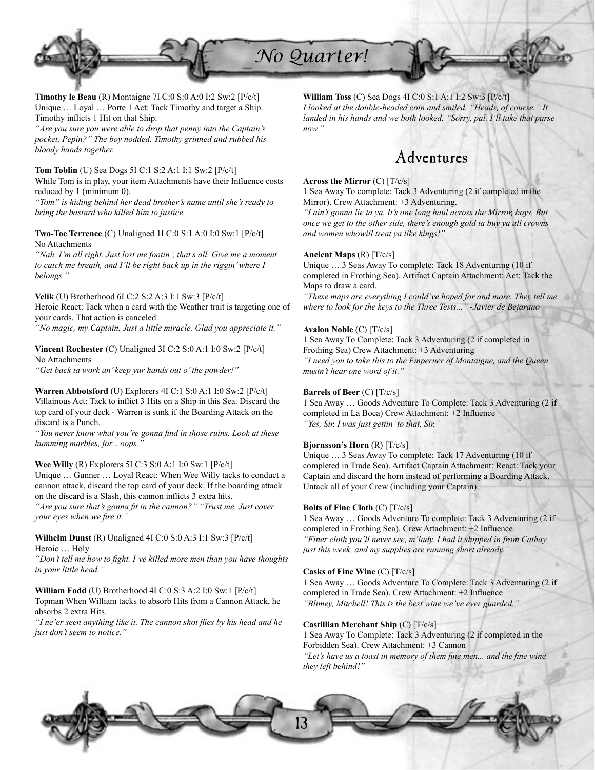**Timothy le Beau** (R) Montaigne 7I C:0 S:0 A:0 I:2 Sw:2 [P/c/t]
Unique … Loyal … Porte 1 Act: Tack Timothy and target a Ship. Timothy inflicts 1 Hit on that Ship.
*"Are you sure you were able to drop that penny into the Captain's pocket, Pepin?" The boy nodded. Timothy grinned and rubbed his bloody hands together.*

**Tom Toblin** (U) Sea Dogs 5I C:1 S:2 A:1 I:1 Sw:2 [P/c/t]
While Tom is in play, your item Attachments have their Influence costs reduced by 1 (minimum 0).
*"Tom" is hiding behind her dead brother's name until she's ready to bring the bastard who killed him to justice.*

**Two-Toe Terrence** (C) Unaligned 1I C:0 S:1 A:0 I:0 Sw:1 [P/c/t]
No Attachments
*"Nah, I'm all right. Just lost me footin', that's all. Give me a moment to catch me breath, and I'll be right back up in the riggin' where I belongs."*

**Velik** (U) Brotherhood 6I C:2 S:2 A:3 I:1 Sw:3 [P/c/t]
Heroic React: Tack when a card with the Weather trait is targeting one of your cards. That action is canceled.
*"No magic, my Captain. Just a little miracle. Glad you appreciate it."*

**Vincent Rochester** (C) Unaligned 3I C:2 S:0 A:1 I:0 Sw:2 [P/c/t]
No Attachments
*"Get back ta work an' keep yur hands out o' the powder!"*

**Warren Abbotsford** (U) Explorers 4I C:1 S:0 A:1 I:0 Sw:2 [P/c/t]
Villainous Act: Tack to inflict 3 Hits on a Ship in this Sea. Discard the top card of your deck - Warren is sunk if the Boarding Attack on the discard is a Punch.
*"You never know what you're gonna find in those ruins. Look at these humming marbles, for... oops."*

**Wee Willy** (R) Explorers 5I C:3 S:0 A:1 I:0 Sw:1 [P/c/t]
Unique … Gunner … Loyal React: When Wee Willy tacks to conduct a cannon attack, discard the top card of your deck. If the boarding attack on the discard is a Slash, this cannon inflicts 3 extra hits.
*"Are you sure that's gonna fit in the cannon?" "Trust me. Just cover your eyes when we fire it."*

**Wilhelm Dunst** (R) Unaligned 4I C:0 S:0 A:3 I:1 Sw:3 [P/c/t]
Heroic … Holy
*"Don't tell me how to fight. I've killed more men than you have thoughts in your little head."*

**William Fodd** (U) Brotherhood 4I C:0 S:3 A:2 I:0 Sw:1 [P/c/t]
Topman When William tacks to absorb Hits from a Cannon Attack, he absorbs 2 extra Hits.
*"I ne'er seen anything like it. The cannon shot flies by his head and he just don't seem to notice."*

**William Toss** (C) Sea Dogs 4I C:0 S:1 A:1 I:2 Sw:3 [P/c/t]
*I looked at the double-headed coin and smiled. "Heads, of course." It landed in his hands and we both looked. "Sorry, pal. I'll take that purse now."*

## Adventures

**Across the Mirror** (C) [T/c/s]
1 Sea Away To complete: Tack 3 Adventuring (2 if completed in the Mirror). Crew Attachment: +3 Adventuring.
*"I ain't gonna lie ta ya. It's one long haul across the Mirror, boys. But once we get to the other side, there's enough gold ta buy ya all crowns and women whowill treat ya like kings!"*

**Ancient Maps** (R) [T/c/s]
Unique … 3 Seas Away To complete: Tack 18 Adventuring (10 if completed in Frothing Sea). Artifact Captain Attachment: Act: Tack the Maps to draw a card.
*"These maps are everything I could've hoped for and more. They tell me where to look for the keys to the Three Tests..." -Javier de Bejarano*

**Avalon Noble** (C) [T/c/s]
1 Sea Away To Complete: Tack 3 Adventuring (2 if completed in Frothing Sea) Crew Attachment: +3 Adventuring
*"I need you to take this to the Emperuer of Montaigne, and the Queen mustn't hear one word of it."*

**Barrels of Beer** (C) [T/c/s]
1 Sea Away … Goods Adventure To Complete: Tack 3 Adventuring (2 if completed in La Boca) Crew Attachment: +2 Influence
*"Yes, Sir. I was just gettin' to that, Sir."*

**Bjornsson's Horn** (R) [T/c/s]
Unique … 3 Seas Away To complete: Tack 17 Adventuring (10 if completed in Trade Sea). Artifact Captain Attachment: React: Tack your Captain and discard the horn instead of performing a Boarding Attack. Untack all of your Crew (including your Captain).

**Bolts of Fine Cloth** (C) [T/c/s]
1 Sea Away … Goods Adventure To complete: Tack 3 Adventuring (2 if completed in Frothing Sea). Crew Attachment: +2 Influence.
*"Finer cloth you'll never see, m'lady. I had it shipped in from Cathay just this week, and my supplies are running short already."*

**Casks of Fine Wine** (C) [T/c/s]
1 Sea Away … Goods Adventure To Complete: Tack 3 Adventuring (2 if completed in Trade Sea). Crew Attachment: +2 Influence
*"Blimey, Mitchell! This is the best wine we've ever guarded."*

**Castillian Merchant Ship** (C) [T/c/s]
1 Sea Away To Complete: Tack 3 Adventuring (2 if completed in the Forbidden Sea). Crew Attachment: +3 Cannon
*"Let's have us a toast in memory of them fine men... and the fine wine they left behind!"*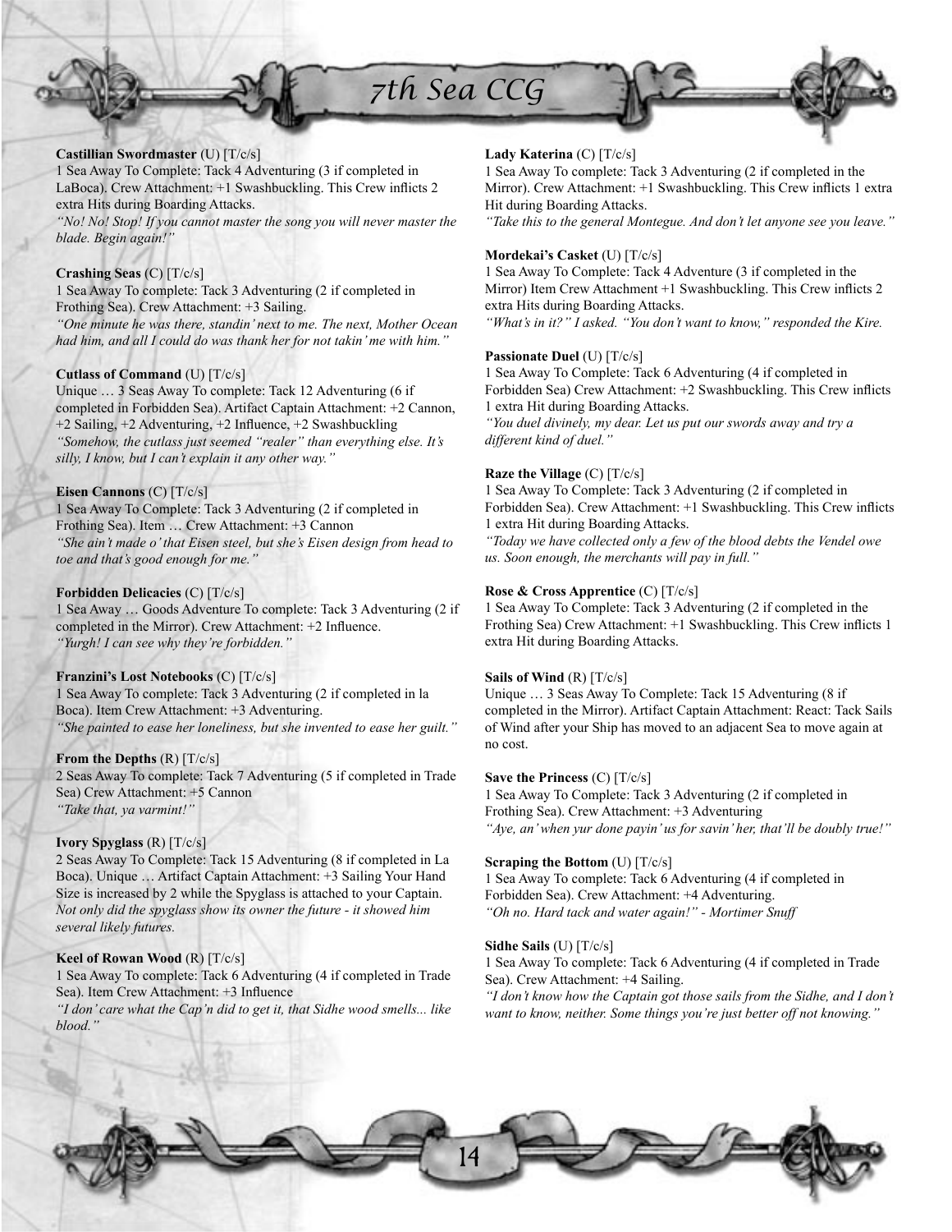**Castillian Swordmaster** (U) [T/c/s]
1 Sea Away To Complete: Tack 4 Adventuring (3 if completed in LaBoca). Crew Attachment: +1 Swashbuckling. This Crew inflicts 2 extra Hits during Boarding Attacks.
*"No! No! Stop! If you cannot master the song you will never master the blade. Begin again!"*

**Crashing Seas** (C) [T/c/s]
1 Sea Away To complete: Tack 3 Adventuring (2 if completed in Frothing Sea). Crew Attachment: +3 Sailing.
*"One minute he was there, standin' next to me. The next, Mother Ocean had him, and all I could do was thank her for not takin' me with him."*

**Cutlass of Command** (U) [T/c/s]
Unique … 3 Seas Away To complete: Tack 12 Adventuring (6 if completed in Forbidden Sea). Artifact Captain Attachment: +2 Cannon, +2 Sailing, +2 Adventuring, +2 Influence, +2 Swashbuckling
*"Somehow, the cutlass just seemed "realer" than everything else. It's silly, I know, but I can't explain it any other way."*

**Eisen Cannons** (C) [T/c/s]
1 Sea Away To Complete: Tack 3 Adventuring (2 if completed in Frothing Sea). Item … Crew Attachment: +3 Cannon
*"She ain't made o' that Eisen steel, but she's Eisen design from head to toe and that's good enough for me."*

**Forbidden Delicacies** (C) [T/c/s]
1 Sea Away … Goods Adventure To complete: Tack 3 Adventuring (2 if completed in the Mirror). Crew Attachment: +2 Influence.
*"Yurgh! I can see why they're forbidden."*

**Franzini's Lost Notebooks** (C) [T/c/s]
1 Sea Away To complete: Tack 3 Adventuring (2 if completed in la Boca). Item Crew Attachment: +3 Adventuring.
*"She painted to ease her loneliness, but she invented to ease her guilt."*

**From the Depths** (R) [T/c/s]
2 Seas Away To complete: Tack 7 Adventuring (5 if completed in Trade Sea) Crew Attachment: +5 Cannon
*"Take that, ya varmint!"*

**Ivory Spyglass** (R) [T/c/s]
2 Seas Away To Complete: Tack 15 Adventuring (8 if completed in La Boca). Unique … Artifact Captain Attachment: +3 Sailing Your Hand Size is increased by 2 while the Spyglass is attached to your Captain.
*Not only did the spyglass show its owner the future - it showed him several likely futures.*

**Keel of Rowan Wood** (R) [T/c/s]
1 Sea Away To complete: Tack 6 Adventuring (4 if completed in Trade Sea). Item Crew Attachment: +3 Influence
*"I don't care what the Cap'n did to get it, that Sidhe wood smells... like blood."*

**Lady Katerina** (C) [T/c/s]
1 Sea Away To complete: Tack 3 Adventuring (2 if completed in the Mirror). Crew Attachment: +1 Swashbuckling. This Crew inflicts 1 extra Hit during Boarding Attacks.
*"Take this to the general Montegue. And don't let anyone see you leave."*

**Mordekai's Casket** (U) [T/c/s]
1 Sea Away To Complete: Tack 4 Adventure (3 if completed in the Mirror) Item Crew Attachment +1 Swashbuckling. This Crew inflicts 2 extra Hits during Boarding Attacks.
*"What's in it?" I asked. "You don't want to know," responded the Kire.*

**Passionate Duel** (U) [T/c/s]
1 Sea Away To Complete: Tack 6 Adventuring (4 if completed in Forbidden Sea) Crew Attachment: +2 Swashbuckling. This Crew inflicts 1 extra Hit during Boarding Attacks.
*"You duel divinely, my dear. Let us put our swords away and try a different kind of duel."*

**Raze the Village** (C) [T/c/s]
1 Sea Away To Complete: Tack 3 Adventuring (2 if completed in Forbidden Sea). Crew Attachment: +1 Swashbuckling. This Crew inflicts 1 extra Hit during Boarding Attacks.
*"Today we have collected only a few of the blood debts the Vendel owe us. Soon enough, the merchants will pay in full."*

**Rose & Cross Apprentice** (C) [T/c/s]
1 Sea Away To Complete: Tack 3 Adventuring (2 if completed in the Frothing Sea) Crew Attachment: +1 Swashbuckling. This Crew inflicts 1 extra Hit during Boarding Attacks.

**Sails of Wind** (R) [T/c/s]
Unique … 3 Seas Away To Complete: Tack 15 Adventuring (8 if completed in the Mirror). Artifact Captain Attachment: React: Tack Sails of Wind after your Ship has moved to an adjacent Sea to move again at no cost.

**Save the Princess** (C) [T/c/s]
1 Sea Away To Complete: Tack 3 Adventuring (2 if completed in Frothing Sea). Crew Attachment: +3 Adventuring
*"Aye, an' when yur done payin' us for savin' her, that'll be doubly true!"*

**Scraping the Bottom** (U) [T/c/s]
1 Sea Away To complete: Tack 6 Adventuring (4 if completed in Forbidden Sea). Crew Attachment: +4 Adventuring.
*"Oh no. Hard tack and water again!" - Mortimer Snuff*

**Sidhe Sails** (U) [T/c/s]
1 Sea Away To complete: Tack 6 Adventuring (4 if completed in Trade Sea). Crew Attachment: +4 Sailing.
*"I don't know how the Captain got those sails from the Sidhe, and I don't want to know, neither. Some things you're just better off not knowing."*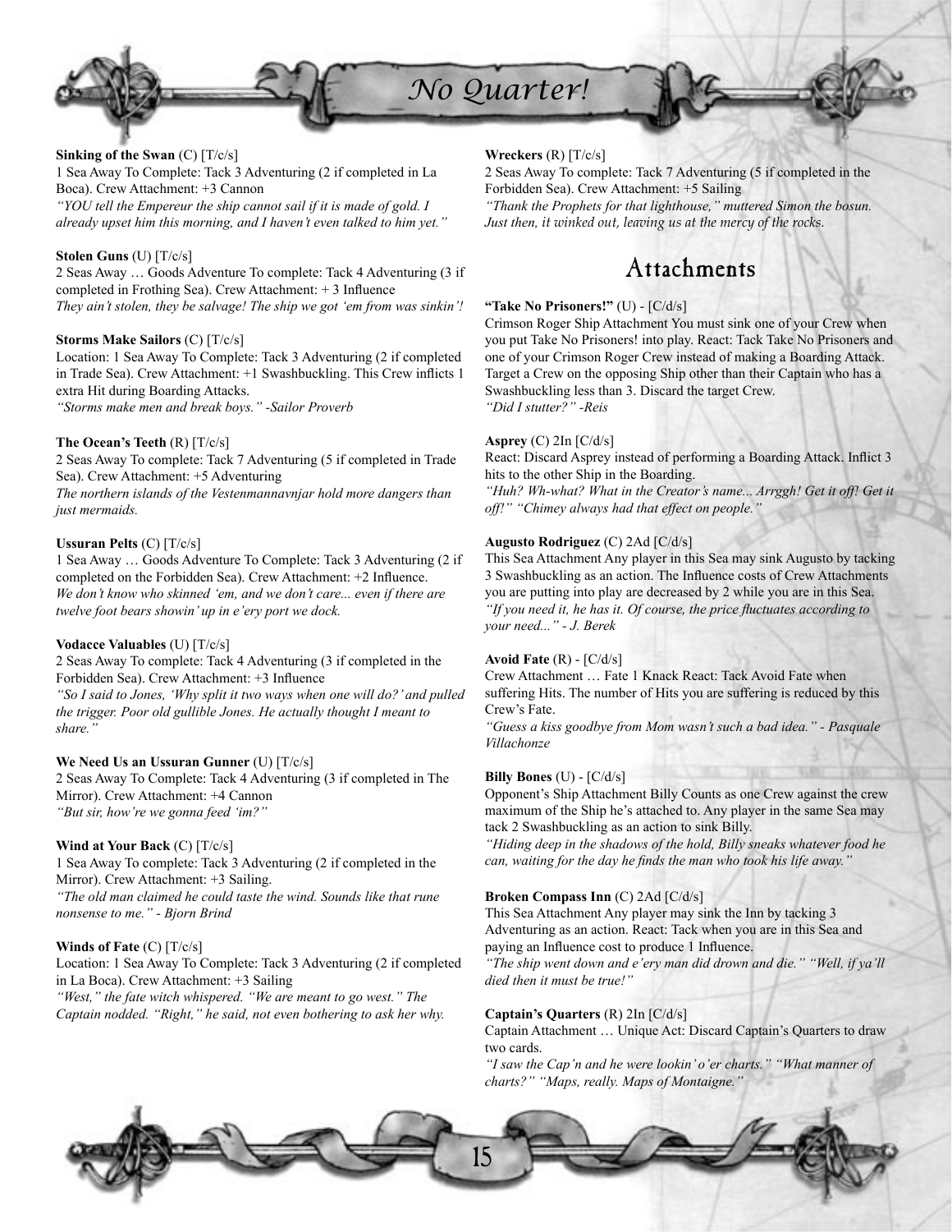**Sinking of the Swan** (C) [T/c/s]
1 Sea Away To Complete: Tack 3 Adventuring (2 if completed in La Boca). Crew Attachment: +3 Cannon
*"YOU tell the Empereur the ship cannot sail if it is made of gold. I already upset him this morning, and I haven't even talked to him yet."*

**Stolen Guns** (U) [T/c/s]
2 Seas Away … Goods Adventure To complete: Tack 4 Adventuring (3 if completed in Frothing Sea). Crew Attachment: + 3 Influence
*They ain't stolen, they be salvage! The ship we got 'em from was sinkin'!*

**Storms Make Sailors** (C) [T/c/s]
Location: 1 Sea Away To Complete: Tack 3 Adventuring (2 if completed in Trade Sea). Crew Attachment: +1 Swashbuckling. This Crew inflicts 1 extra Hit during Boarding Attacks.
*"Storms make men and break boys." -Sailor Proverb*

**The Ocean's Teeth** (R) [T/c/s]
2 Seas Away To complete: Tack 7 Adventuring (5 if completed in Trade Sea). Crew Attachment: +5 Adventuring
*The northern islands of the Vestenmannavnjar hold more dangers than just mermaids.*

**Ussuran Pelts** (C) [T/c/s]
1 Sea Away … Goods Adventure To Complete: Tack 3 Adventuring (2 if completed on the Forbidden Sea). Crew Attachment: +2 Influence.
*We don't know who skinned 'em, and we don't care... even if there are twelve foot bears showin' up in e'ery port we dock.*

**Vodacce Valuables** (U) [T/c/s]
2 Seas Away To complete: Tack 4 Adventuring (3 if completed in the Forbidden Sea). Crew Attachment: +3 Influence
*"So I said to Jones, 'Why split it two ways when one will do?' and pulled the trigger. Poor old gullible Jones. He actually thought I meant to share."*

**We Need Us an Ussuran Gunner** (U) [T/c/s]
2 Seas Away To Complete: Tack 4 Adventuring (3 if completed in The Mirror). Crew Attachment: +4 Cannon
*"But sir, how're we gonna feed 'im?"*

**Wind at Your Back** (C) [T/c/s]
1 Sea Away To complete: Tack 3 Adventuring (2 if completed in the Mirror). Crew Attachment: +3 Sailing.
*"The old man claimed he could taste the wind. Sounds like that rune nonsense to me." - Bjorn Brind*

**Winds of Fate** (C) [T/c/s]
Location: 1 Sea Away To Complete: Tack 3 Adventuring (2 if completed in La Boca). Crew Attachment: +3 Sailing
*"West," the fate witch whispered. "We are meant to go west." The Captain nodded. "Right," he said, not even bothering to ask her why.*

**Wreckers** (R) [T/c/s]
2 Seas Away To complete: Tack 7 Adventuring (5 if completed in the Forbidden Sea). Crew Attachment: +5 Sailing
*"Thank the Prophets for that lighthouse," muttered Simon the bosun. Just then, it winked out, leaving us at the mercy of the rocks.*

## Attachments

**"Take No Prisoners!"** (U) - [C/d/s]
Crimson Roger Ship Attachment You must sink one of your Crew when you put Take No Prisoners! into play. React: Tack Take No Prisoners and one of your Crimson Roger Crew instead of making a Boarding Attack. Target a Crew on the opposing Ship other than their Captain who has a Swashbuckling less than 3. Discard the target Crew.
*"Did I stutter?" -Reis*

**Asprey** (C) 2In [C/d/s]
React: Discard Asprey instead of performing a Boarding Attack. Inflict 3 hits to the other Ship in the Boarding.
*"Huh? Wh-what? What in the Creator's name... Arrggh! Get it off! Get it off!" "Chimey always had that effect on people."*

**Augusto Rodriguez** (C) 2Ad [C/d/s]
This Sea Attachment Any player in this Sea may sink Augusto by tacking 3 Swashbuckling as an action. The Influence costs of Crew Attachments you are putting into play are decreased by 2 while you are in this Sea.
*"If you need it, he has it. Of course, the price fluctuates according to your need..." - J. Berek*

**Avoid Fate** (R) - [C/d/s]
Crew Attachment … Fate 1 Knack React: Tack Avoid Fate when suffering Hits. The number of Hits you are suffering is reduced by this Crew's Fate.
*"Guess a kiss goodbye from Mom wasn't such a bad idea." - Pasquale Villachonze*

**Billy Bones** (U) - [C/d/s]
Opponent's Ship Attachment Billy Counts as one Crew against the crew maximum of the Ship he's attached to. Any player in the same Sea may tack 2 Swashbuckling as an action to sink Billy.
*"Hiding deep in the shadows of the hold, Billy sneaks whatever food he can, waiting for the day he finds the man who took his life away."*

**Broken Compass Inn** (C) 2Ad [C/d/s]
This Sea Attachment Any player may sink the Inn by tacking 3 Adventuring as an action. React: Tack when you are in this Sea and paying an Influence cost to produce 1 Influence.
*"The ship went down and e'ery man did drown and die." "Well, if ya'll died then it must be true!"*

**Captain's Quarters** (R) 2In [C/d/s]
Captain Attachment … Unique Act: Discard Captain's Quarters to draw two cards.
*"I saw the Cap'n and he were lookin' o'er charts." "What manner of charts?" "Maps, really. Maps of Montaigne."*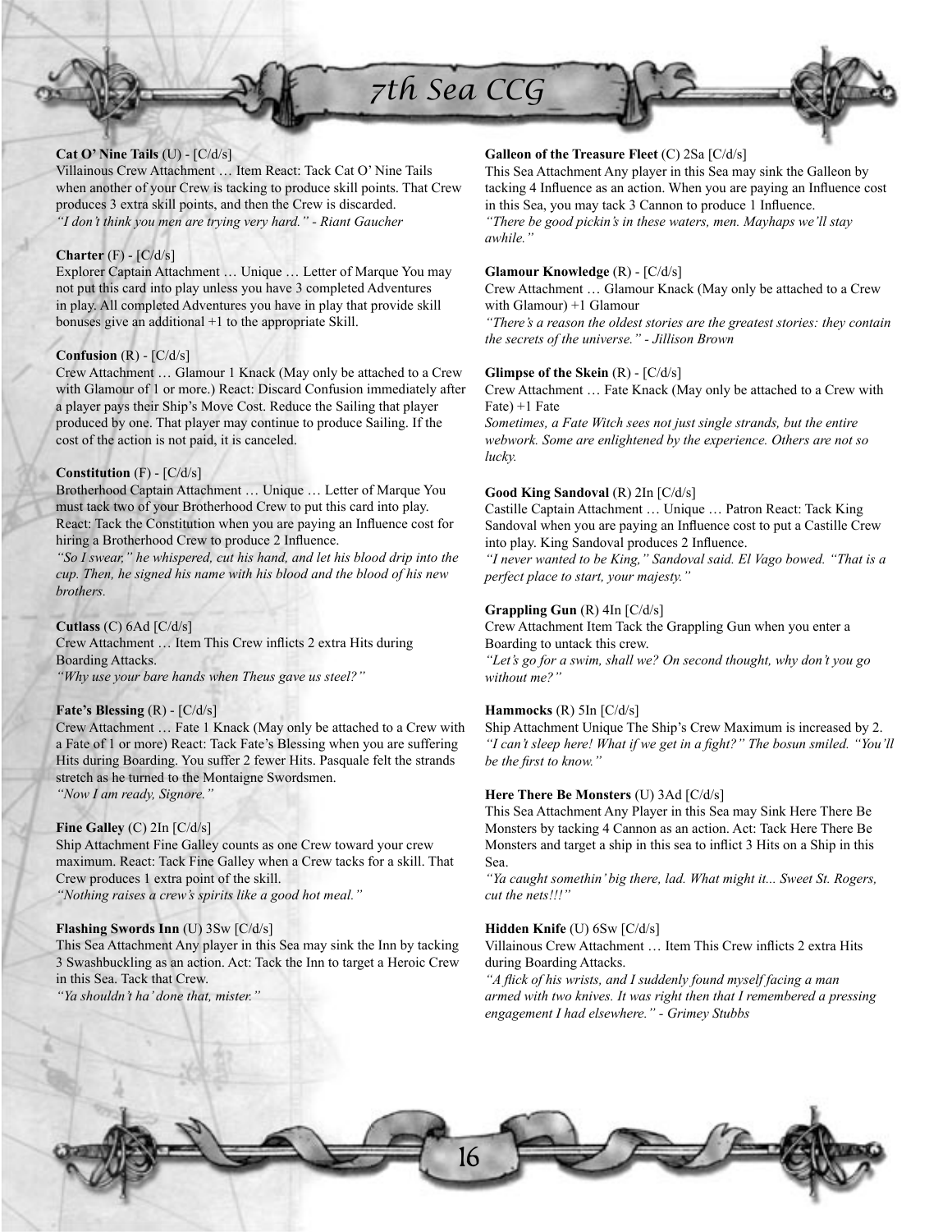**Cat O' Nine Tails** (U) - [C/d/s]
Villainous Crew Attachment … Item React: Tack Cat O' Nine Tails when another of your Crew is tacking to produce skill points. That Crew produces 3 extra skill points, and then the Crew is discarded.
*"I don't think you men are trying very hard." - Riant Gaucher*

**Charter** (F) - [C/d/s]
Explorer Captain Attachment … Unique … Letter of Marque You may not put this card into play unless you have 3 completed Adventures in play. All completed Adventures you have in play that provide skill bonuses give an additional +1 to the appropriate Skill.

**Confusion** (R) - [C/d/s]
Crew Attachment … Glamour 1 Knack (May only be attached to a Crew with Glamour of 1 or more.) React: Discard Confusion immediately after a player pays their Ship's Move Cost. Reduce the Sailing that player produced by one. That player may continue to produce Sailing. If the cost of the action is not paid, it is canceled.

**Constitution** (F) - [C/d/s]
Brotherhood Captain Attachment … Unique … Letter of Marque You must tack two of your Brotherhood Crew to put this card into play. React: Tack the Constitution when you are paying an Influence cost for hiring a Brotherhood Crew to produce 2 Influence.
*"So I swear," he whispered, cut his hand, and let his blood drip into the cup. Then, he signed his name with his blood and the blood of his new brothers.*

**Cutlass** (C) 6Ad [C/d/s]
Crew Attachment … Item This Crew inflicts 2 extra Hits during Boarding Attacks.
*"Why use your bare hands when Theus gave us steel?"*

**Fate's Blessing** (R) - [C/d/s]
Crew Attachment … Fate 1 Knack (May only be attached to a Crew with a Fate of 1 or more) React: Tack Fate's Blessing when you are suffering Hits during Boarding. You suffer 2 fewer Hits. Pasquale felt the strands stretch as he turned to the Montaigne Swordsmen.
*"Now I am ready, Signore."*

**Fine Galley** (C) 2In [C/d/s]
Ship Attachment Fine Galley counts as one Crew toward your crew maximum. React: Tack Fine Galley when a Crew tacks for a skill. That Crew produces 1 extra point of the skill.
*"Nothing raises a crew's spirits like a good hot meal."*

**Flashing Swords Inn** (U) 3Sw [C/d/s]
This Sea Attachment Any player in this Sea may sink the Inn by tacking 3 Swashbuckling as an action. Act: Tack the Inn to target a Heroic Crew in this Sea. Tack that Crew.
*"Ya shouldn't ha' done that, mister."*

**Galleon of the Treasure Fleet** (C) 2Sa [C/d/s]
This Sea Attachment Any player in this Sea may sink the Galleon by tacking 4 Influence as an action. When you are paying an Influence cost in this Sea, you may tack 3 Cannon to produce 1 Influence.
*"There be good pickin's in these waters, men. Mayhaps we'll stay awhile."*

**Glamour Knowledge** (R) - [C/d/s]
Crew Attachment … Glamour Knack (May only be attached to a Crew with Glamour) +1 Glamour
*"There's a reason the oldest stories are the greatest stories: they contain the secrets of the universe." - Jillison Brown*

**Glimpse of the Skein** (R) - [C/d/s]
Crew Attachment … Fate Knack (May only be attached to a Crew with Fate) +1 Fate
*Sometimes, a Fate Witch sees not just single strands, but the entire webwork. Some are enlightened by the experience. Others are not so lucky.*

**Good King Sandoval** (R) 2In [C/d/s]
Castille Captain Attachment … Unique … Patron React: Tack King Sandoval when you are paying an Influence cost to put a Castille Crew into play. King Sandoval produces 2 Influence.
*"I never wanted to be King," Sandoval said. El Vago bowed. "That is a perfect place to start, your majesty."*

**Grappling Gun** (R) 4In [C/d/s]
Crew Attachment Item Tack the Grappling Gun when you enter a Boarding to untack this crew.
*"Let's go for a swim, shall we? On second thought, why don't you go without me?"*

**Hammocks** (R) 5In [C/d/s]
Ship Attachment Unique The Ship's Crew Maximum is increased by 2.
*"I can't sleep here! What if we get in a fight?" The bosun smiled. "You'll be the first to know."*

**Here There Be Monsters** (U) 3Ad [C/d/s]
This Sea Attachment Any Player in this Sea may Sink Here There Be Monsters by tacking 4 Cannon as an action. Act: Tack Here There Be Monsters and target a ship in this sea to inflict 3 Hits on a Ship in this Sea.
*"Ya caught somethin' big there, lad. What might it... Sweet St. Rogers, cut the nets!!!"*

**Hidden Knife** (U) 6Sw [C/d/s]
Villainous Crew Attachment … Item This Crew inflicts 2 extra Hits during Boarding Attacks.
*"A flick of his wrists, and I suddenly found myself facing a man armed with two knives. It was right then that I remembered a pressing engagement I had elsewhere." - Grimey Stubbs*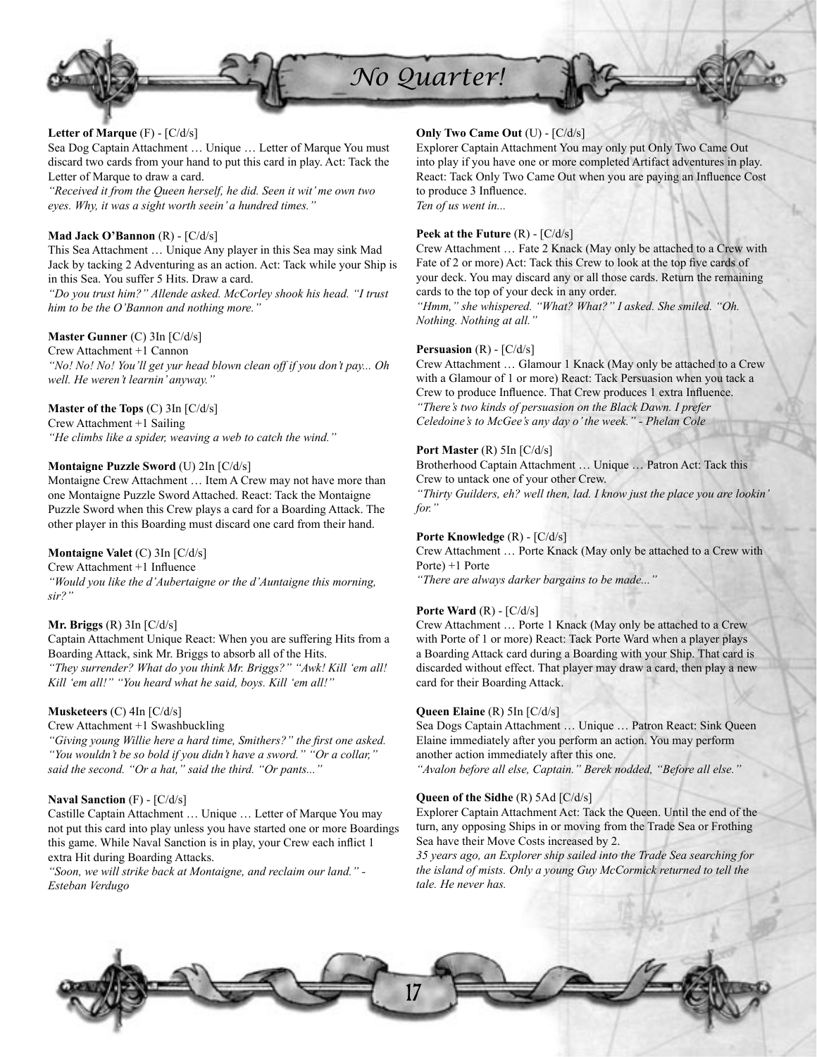**Letter of Marque** (F) - [C/d/s]
Sea Dog Captain Attachment … Unique … Letter of Marque You must discard two cards from your hand to put this card in play. Act: Tack the Letter of Marque to draw a card.
*"Received it from the Queen herself, he did. Seen it wit' me own two eyes. Why, it was a sight worth seein' a hundred times."*

**Mad Jack O'Bannon** (R) - [C/d/s]
This Sea Attachment … Unique Any player in this Sea may sink Mad Jack by tacking 2 Adventuring as an action. Act: Tack while your Ship is in this Sea. You suffer 5 Hits. Draw a card.
*"Do you trust him?" Allende asked. McCorley shook his head. "I trust him to be the O'Bannon and nothing more."*

**Master Gunner** (C) 3In [C/d/s]
Crew Attachment +1 Cannon
*"No! No! No! You'll get yur head blown clean off if you don't pay... Oh well. He weren't learnin' anyway."*

**Master of the Tops** (C) 3In [C/d/s]
Crew Attachment +1 Sailing
*"He climbs like a spider, weaving a web to catch the wind."*

**Montaigne Puzzle Sword** (U) 2In [C/d/s]
Montaigne Crew Attachment … Item A Crew may not have more than one Montaigne Puzzle Sword Attached. React: Tack the Montaigne Puzzle Sword when this Crew plays a card for a Boarding Attack. The other player in this Boarding must discard one card from their hand.

**Montaigne Valet** (C) 3In [C/d/s]
Crew Attachment +1 Influence
*"Would you like the d'Aubertaigne or the d'Auntaigne this morning, sir?"*

**Mr. Briggs** (R) 3In [C/d/s]
Captain Attachment Unique React: When you are suffering Hits from a Boarding Attack, sink Mr. Briggs to absorb all of the Hits.
*"They surrender? What do you think Mr. Briggs?" "Awk! Kill 'em all! Kill 'em all!" "You heard what he said, boys. Kill 'em all!"*

**Musketeers** (C) 4In [C/d/s]
Crew Attachment +1 Swashbuckling
*"Giving young Willie here a hard time, Smithers?" the first one asked. "You wouldn't be so bold if you didn't have a sword." "Or a collar," said the second. "Or a hat," said the third. "Or pants..."*

**Naval Sanction** (F) - [C/d/s]
Castille Captain Attachment … Unique … Letter of Marque You may not put this card into play unless you have started one or more Boardings this game. While Naval Sanction is in play, your Crew each inflict 1 extra Hit during Boarding Attacks.
*"Soon, we will strike back at Montaigne, and reclaim our land." - Esteban Verdugo*

**Only Two Came Out** (U) - [C/d/s]
Explorer Captain Attachment You may only put Only Two Came Out into play if you have one or more completed Artifact adventures in play. React: Tack Only Two Came Out when you are paying an Influence Cost to produce 3 Influence.
*Ten of us went in...*

**Peek at the Future** (R) - [C/d/s]
Crew Attachment … Fate 2 Knack (May only be attached to a Crew with Fate of 2 or more) Act: Tack this Crew to look at the top five cards of your deck. You may discard any or all those cards. Return the remaining cards to the top of your deck in any order.
*"Hmm," she whispered. "What? What?" I asked. She smiled. "Oh. Nothing. Nothing at all."*

**Persuasion** (R) - [C/d/s]
Crew Attachment … Glamour 1 Knack (May only be attached to a Crew with a Glamour of 1 or more) React: Tack Persuasion when you tack a Crew to produce Influence. That Crew produces 1 extra Influence.
*"There's two kinds of persuasion on the Black Dawn. I prefer Celedoine's to McGee's any day o' the week." - Phelan Cole*

**Port Master** (R) 5In [C/d/s]
Brotherhood Captain Attachment … Unique … Patron Act: Tack this Crew to untack one of your other Crew.
*"Thirty Guilders, eh? well then, lad. I know just the place you are lookin' for."*

**Porte Knowledge** (R) - [C/d/s]
Crew Attachment … Porte Knack (May only be attached to a Crew with Porte) +1 Porte
*"There are always darker bargains to be made..."*

**Porte Ward** (R) - [C/d/s]
Crew Attachment … Porte 1 Knack (May only be attached to a Crew with Porte of 1 or more) React: Tack Porte Ward when a player plays a Boarding Attack card during a Boarding with your Ship. That card is discarded without effect. That player may draw a card, then play a new card for their Boarding Attack.

**Queen Elaine** (R) 5In [C/d/s]
Sea Dogs Captain Attachment … Unique … Patron React: Sink Queen Elaine immediately after you perform an action. You may perform another action immediately after this one.
*"Avalon before all else, Captain." Berek nodded, "Before all else."*

**Queen of the Sidhe** (R) 5Ad [C/d/s]
Explorer Captain Attachment Act: Tack the Queen. Until the end of the turn, any opposing Ships in or moving from the Trade Sea or Frothing Sea have their Move Costs increased by 2.
*35 years ago, an Explorer ship sailed into the Trade Sea searching for the island of mists. Only a young Guy McCormick returned to tell the tale. He never has.*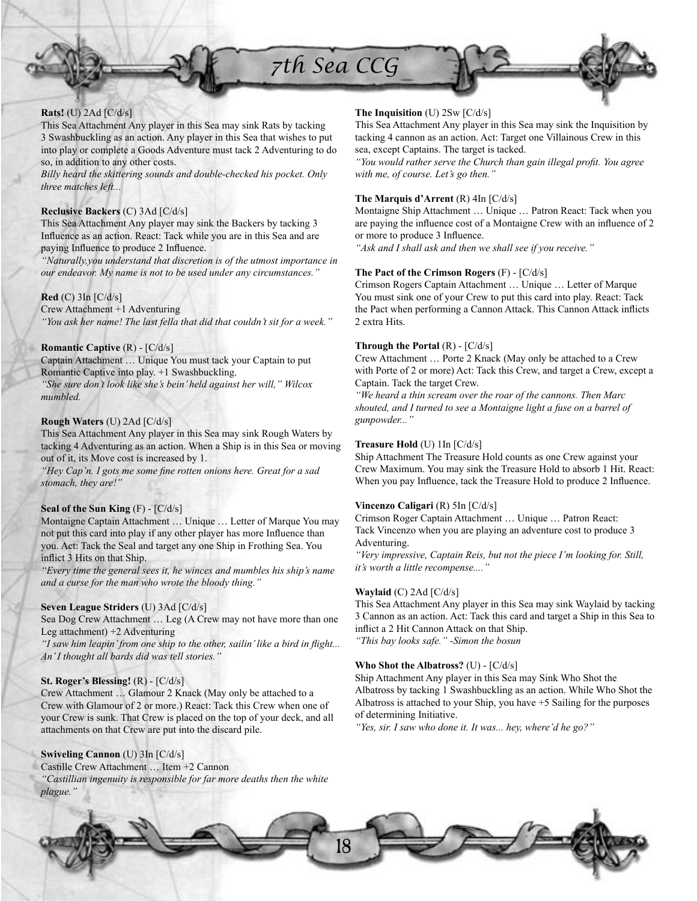**Rats!** (U) 2Ad [C/d/s]
This Sea Attachment Any player in this Sea may sink Rats by tacking 3 Swashbuckling as an action. Any player in this Sea that wishes to put into play or complete a Goods Adventure must tack 2 Adventuring to do so, in addition to any other costs.
*Billy heard the skittering sounds and double-checked his pocket. Only three matches left...*

**Reclusive Backers** (C) 3Ad [C/d/s]
This Sea Attachment Any player may sink the Backers by tacking 3 Influence as an action. React: Tack while you are in this Sea and are paying Influence to produce 2 Influence.
*"Naturally,you understand that discretion is of the utmost importance in our endeavor. My name is not to be used under any circumstances."*

**Red** (C) 3In [C/d/s]
Crew Attachment +1 Adventuring
*"You ask her name! The last fella that did that couldn't sit for a week."*

**Romantic Captive** (R) - [C/d/s]
Captain Attachment … Unique You must tack your Captain to put Romantic Captive into play. +1 Swashbuckling.
*"She sure don't look like she's bein' held against her will," Wilcox mumbled.*

**Rough Waters** (U) 2Ad [C/d/s]
This Sea Attachment Any player in this Sea may sink Rough Waters by tacking 4 Adventuring as an action. When a Ship is in this Sea or moving out of it, its Move cost is increased by 1.
*"Hey Cap'n. I gots me some fine rotten onions here. Great for a sad stomach, they are!"*

**Seal of the Sun King** (F) - [C/d/s]
Montaigne Captain Attachment … Unique … Letter of Marque You may not put this card into play if any other player has more Influence than you. Act: Tack the Seal and target any one Ship in Frothing Sea. You inflict 3 Hits on that Ship.
*"Every time the general sees it, he winces and mumbles his ship's name and a curse for the man who wrote the bloody thing."*

**Seven League Striders** (U) 3Ad [C/d/s]
Sea Dog Crew Attachment … Leg (A Crew may not have more than one Leg attachment) +2 Adventuring
*"I saw him leapin' from one ship to the other, sailin' like a bird in flight... An' I thought all bards did was tell stories."*

**St. Roger's Blessing!** (R) - [C/d/s]
Crew Attachment … Glamour 2 Knack (May only be attached to a Crew with Glamour of 2 or more.) React: Tack this Crew when one of your Crew is sunk. That Crew is placed on the top of your deck, and all attachments on that Crew are put into the discard pile.

**Swiveling Cannon** (U) 3In [C/d/s]
Castille Crew Attachment … Item +2 Cannon
*"Castillian ingenuity is responsible for far more deaths then the white plague."*

**The Inquisition** (U) 2Sw [C/d/s]
This Sea Attachment Any player in this Sea may sink the Inquisition by tacking 4 cannon as an action. Act: Target one Villainous Crew in this sea, except Captains. The target is tacked.
*"You would rather serve the Church than gain illegal profit. You agree with me, of course. Let's go then."*

**The Marquis d'Arrent** (R) 4In [C/d/s]
Montaigne Ship Attachment … Unique … Patron React: Tack when you are paying the influence cost of a Montaigne Crew with an influence of 2 or more to produce 3 Influence.
*"Ask and I shall ask and then we shall see if you receive."*

**The Pact of the Crimson Rogers** (F) - [C/d/s]
Crimson Rogers Captain Attachment … Unique … Letter of Marque You must sink one of your Crew to put this card into play. React: Tack the Pact when performing a Cannon Attack. This Cannon Attack inflicts 2 extra Hits.

**Through the Portal** (R) - [C/d/s]
Crew Attachment … Porte 2 Knack (May only be attached to a Crew with Porte of 2 or more) Act: Tack this Crew, and target a Crew, except a Captain. Tack the target Crew.
*"We heard a thin scream over the roar of the cannons. Then Marc shouted, and I turned to see a Montaigne light a fuse on a barrel of gunpowder..."*

**Treasure Hold** (U) 1In [C/d/s]
Ship Attachment The Treasure Hold counts as one Crew against your Crew Maximum. You may sink the Treasure Hold to absorb 1 Hit. React: When you pay Influence, tack the Treasure Hold to produce 2 Influence.

**Vincenzo Caligari** (R) 5In [C/d/s]
Crimson Roger Captain Attachment … Unique … Patron React: Tack Vincenzo when you are playing an adventure cost to produce 3 Adventuring.
*"Very impressive, Captain Reis, but not the piece I'm looking for. Still, it's worth a little recompense...."*

**Waylaid** (C) 2Ad [C/d/s]
This Sea Attachment Any player in this Sea may sink Waylaid by tacking 3 Cannon as an action. Act: Tack this card and target a Ship in this Sea to inflict a 2 Hit Cannon Attack on that Ship.
*"This bay looks safe." -Simon the bosun*

**Who Shot the Albatross?** (U) - [C/d/s]
Ship Attachment Any player in this Sea may Sink Who Shot the Albatross by tacking 1 Swashbuckling as an action. While Who Shot the Albatross is attached to your Ship, you have +5 Sailing for the purposes of determining Initiative.
*"Yes, sir. I saw who done it. It was... hey, where'd he go?"*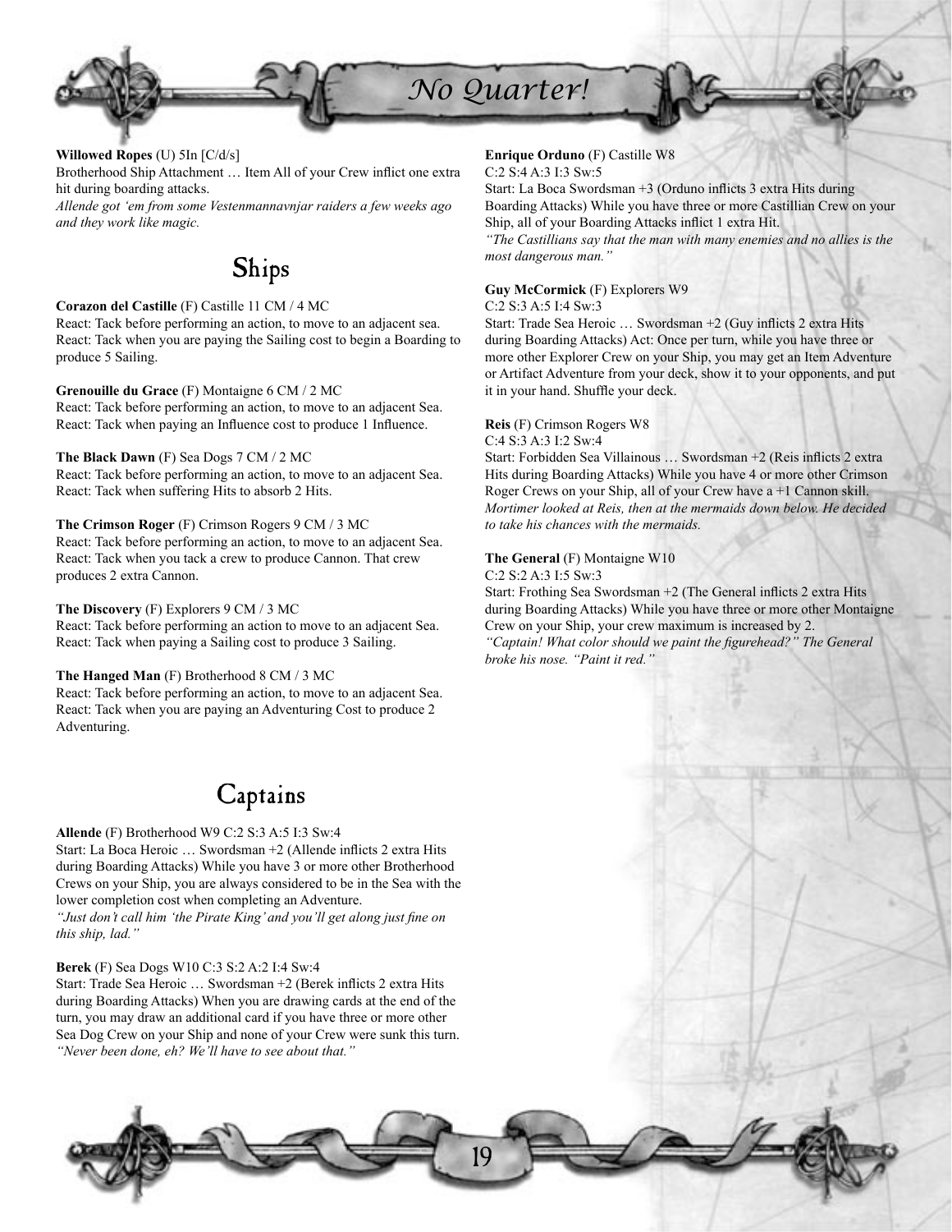**Willowed Ropes** (U) 5In [C/d/s]
Brotherhood Ship Attachment … Item All of your Crew inflict one extra hit during boarding attacks.
*Allende got 'em from some Vestenmannavnjar raiders a few weeks ago and they work like magic.*

## Ships

**Corazon del Castille** (F) Castille 11 CM / 4 MC
React: Tack before performing an action, to move to an adjacent sea.
React: Tack when you are paying the Sailing cost to begin a Boarding to produce 5 Sailing.

**Grenouille du Grace** (F) Montaigne 6 CM / 2 MC
React: Tack before performing an action, to move to an adjacent Sea.
React: Tack when paying an Influence cost to produce 1 Influence.

**The Black Dawn** (F) Sea Dogs 7 CM / 2 MC
React: Tack before performing an action, to move to an adjacent Sea.
React: Tack when suffering Hits to absorb 2 Hits.

**The Crimson Roger** (F) Crimson Rogers 9 CM / 3 MC
React: Tack before performing an action, to move to an adjacent Sea.
React: Tack when you tack a crew to produce Cannon. That crew produces 2 extra Cannon.

**The Discovery** (F) Explorers 9 CM / 3 MC
React: Tack before performing an action to move to an adjacent Sea.
React: Tack when paying a Sailing cost to produce 3 Sailing.

**The Hanged Man** (F) Brotherhood 8 CM / 3 MC
React: Tack before performing an action, to move to an adjacent Sea.
React: Tack when you are paying an Adventuring Cost to produce 2 Adventuring.

## Captains

**Allende** (F) Brotherhood W9 C:2 S:3 A:5 I:3 Sw:4
Start: La Boca Heroic … Swordsman +2 (Allende inflicts 2 extra Hits during Boarding Attacks) While you have 3 or more other Brotherhood Crews on your Ship, you are always considered to be in the Sea with the lower completion cost when completing an Adventure.
*"Just don't call him 'the Pirate King' and you'll get along just fine on this ship, lad."*

**Berek** (F) Sea Dogs W10 C:3 S:2 A:2 I:4 Sw:4
Start: Trade Sea Heroic … Swordsman +2 (Berek inflicts 2 extra Hits during Boarding Attacks) When you are drawing cards at the end of the turn, you may draw an additional card if you have three or more other Sea Dog Crew on your Ship and none of your Crew were sunk this turn.
*"Never been done, eh? We'll have to see about that."*

**Enrique Orduno** (F) Castille W8
C:2 S:4 A:3 I:3 Sw:5
Start: La Boca Swordsman +3 (Orduno inflicts 3 extra Hits during Boarding Attacks) While you have three or more Castillian Crew on your Ship, all of your Boarding Attacks inflict 1 extra Hit.
*"The Castillians say that the man with many enemies and no allies is the most dangerous man."*

**Guy McCormick** (F) Explorers W9
C:2 S:3 A:5 I:4 Sw:3
Start: Trade Sea Heroic … Swordsman +2 (Guy inflicts 2 extra Hits during Boarding Attacks) Act: Once per turn, while you have three or more other Explorer Crew on your Ship, you may get an Item Adventure or Artifact Adventure from your deck, show it to your opponents, and put it in your hand. Shuffle your deck.

**Reis** (F) Crimson Rogers W8
C:4 S:3 A:3 I:2 Sw:4
Start: Forbidden Sea Villainous … Swordsman +2 (Reis inflicts 2 extra Hits during Boarding Attacks) While you have 4 or more other Crimson Roger Crews on your Ship, all of your Crew have a +1 Cannon skill.
*Mortimer looked at Reis, then at the mermaids down below. He decided to take his chances with the mermaids.*

**The General** (F) Montaigne W10
C:2 S:2 A:3 I:5 Sw:3
Start: Frothing Sea Swordsman +2 (The General inflicts 2 extra Hits during Boarding Attacks) While you have three or more other Montaigne Crew on your Ship, your crew maximum is increased by 2.
*"Captain! What color should we paint the figurehead?" The General broke his nose. "Paint it red."*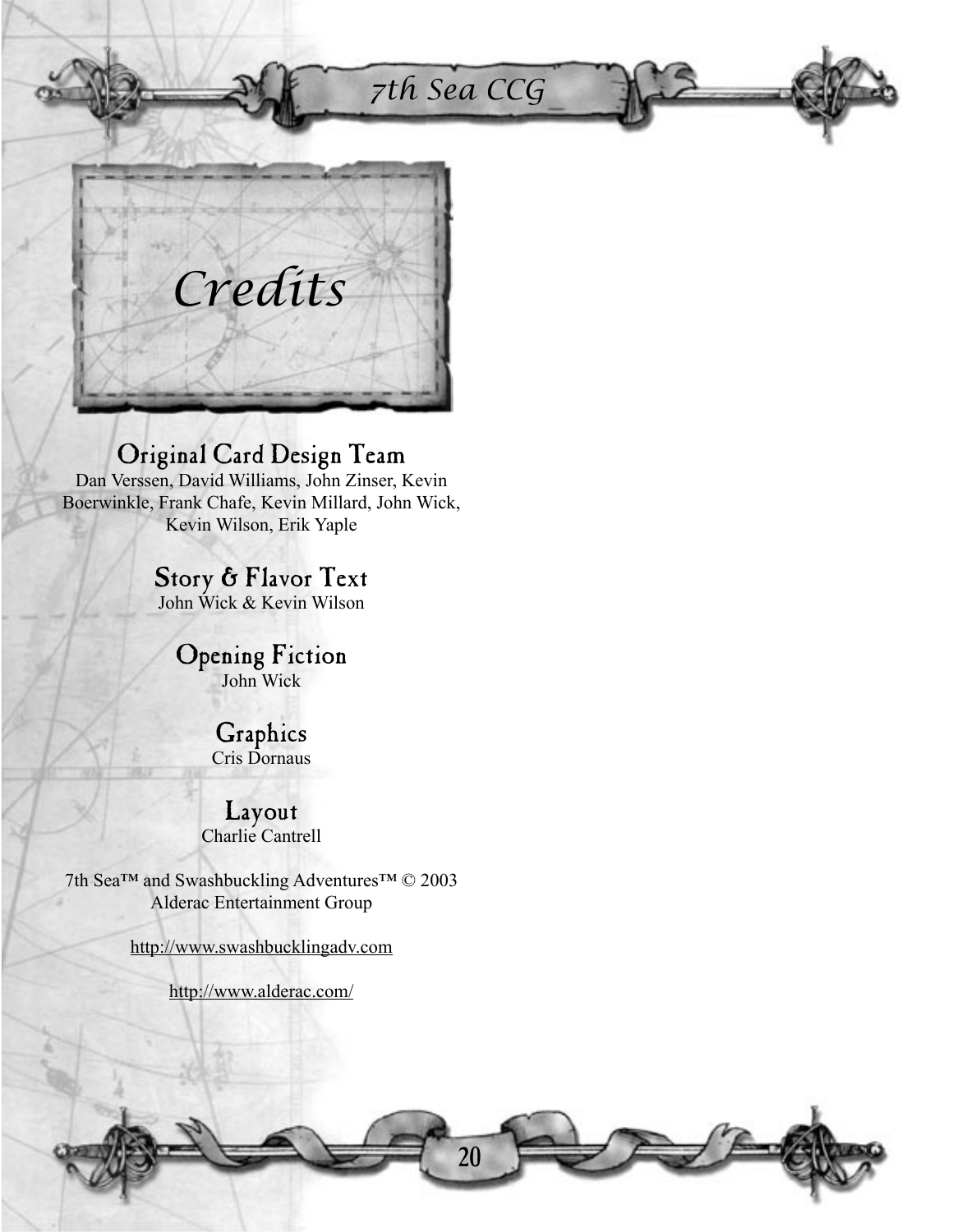# Credits

## Original Card Design Team

Dan Verssen, David Williams, John Zinser, Kevin Boerwinkle, Frank Chafe, Kevin Millard, John Wick, Kevin Wilson, Erik Yaple

## Story & Flavor Text

John Wick & Kevin Wilson

## Opening Fiction

John Wick

## Graphics

Cris Dornaus

## Layout

Charlie Cantrell

7th Sea™ and Swashbuckling Adventures™ © 2003 Alderac Entertainment Group

http://www.swashbucklingadv.com

http://www.alderac.com/